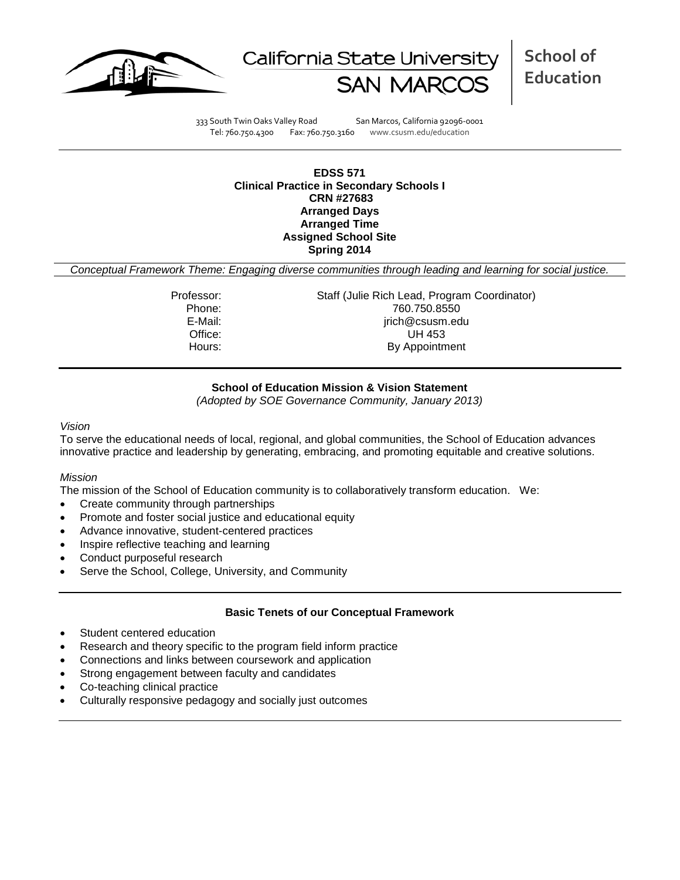California State University SAN MARCOS

**School of Education**

333 South Twin Oaks Valley Road San Marcos, California 92096-0001
Tel: 760.750.4300 Fax: 760.750.3160 www.csusm.edu/education

**EDSS 571**
**Clinical Practice in Secondary Schools I**
**CRN #27683**
**Arranged Days**
**Arranged Time**
**Assigned School Site**
**Spring 2014**

*Conceptual Framework Theme: Engaging diverse communities through leading and learning for social justice.*

| | |
|---|---|
| Professor: | Staff (Julie Rich Lead, Program Coordinator) |
| Phone: | 760.750.8550 |
| E-Mail: | jrich@csusm.edu |
| Office: | UH 453 |
| Hours: | By Appointment |

## School of Education Mission & Vision Statement

*(Adopted by SOE Governance Community, January 2013)*

*Vision*

To serve the educational needs of local, regional, and global communities, the School of Education advances innovative practice and leadership by generating, embracing, and promoting equitable and creative solutions.

*Mission*

The mission of the School of Education community is to collaboratively transform education. We:

- Create community through partnerships
- Promote and foster social justice and educational equity
- Advance innovative, student-centered practices
- Inspire reflective teaching and learning
- Conduct purposeful research
- Serve the School, College, University, and Community

## Basic Tenets of our Conceptual Framework

- Student centered education
- Research and theory specific to the program field inform practice
- Connections and links between coursework and application
- Strong engagement between faculty and candidates
- Co-teaching clinical practice
- Culturally responsive pedagogy and socially just outcomes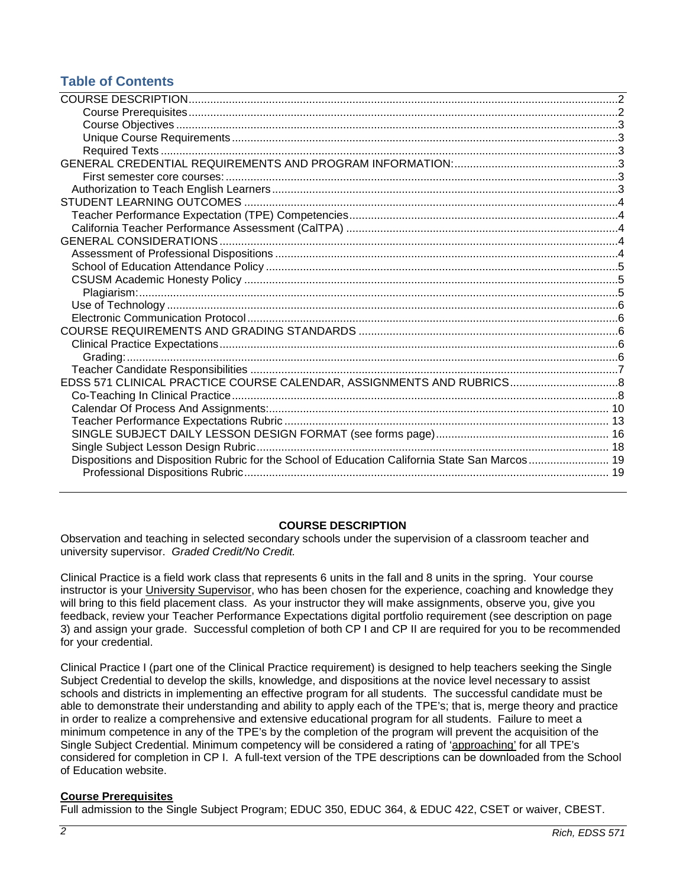# Table of Contents

- COURSE DESCRIPTION ... 2
  - Course Prerequisites ... 2
  - Course Objectives ... 3
  - Unique Course Requirements ... 3
  - Required Texts ... 3
- GENERAL CREDENTIAL REQUIREMENTS AND PROGRAM INFORMATION: ... 3
  - First semester core courses: ... 3
  - Authorization to Teach English Learners ... 3
- STUDENT LEARNING OUTCOMES ... 4
  - Teacher Performance Expectation (TPE) Competencies ... 4
  - California Teacher Performance Assessment (CalTPA) ... 4
- GENERAL CONSIDERATIONS ... 4
  - Assessment of Professional Dispositions ... 4
  - School of Education Attendance Policy ... 5
  - CSUSM Academic Honesty Policy ... 5
    - Plagiarism: ... 5
  - Use of Technology ... 6
  - Electronic Communication Protocol ... 6
- COURSE REQUIREMENTS AND GRADING STANDARDS ... 6
  - Clinical Practice Expectations ... 6
    - Grading: ... 6
  - Teacher Candidate Responsibilities ... 7
- EDSS 571 CLINICAL PRACTICE COURSE CALENDAR, ASSIGNMENTS AND RUBRICS ... 8
  - Co-Teaching In Clinical Practice ... 8
  - Calendar Of Process And Assignments: ... 10
  - Teacher Performance Expectations Rubric ... 13
  - SINGLE SUBJECT DAILY LESSON DESIGN FORMAT (see forms page) ... 16
  - Single Subject Lesson Design Rubric ... 18
  - Dispositions and Disposition Rubric for the School of Education California State San Marcos ... 19
    - Professional Dispositions Rubric ... 19

## COURSE DESCRIPTION

Observation and teaching in selected secondary schools under the supervision of a classroom teacher and university supervisor. *Graded Credit/No Credit.*

Clinical Practice is a field work class that represents 6 units in the fall and 8 units in the spring. Your course instructor is your University Supervisor, who has been chosen for the experience, coaching and knowledge they will bring to this field placement class. As your instructor they will make assignments, observe you, give you feedback, review your Teacher Performance Expectations digital portfolio requirement (see description on page 3) and assign your grade. Successful completion of both CP I and CP II are required for you to be recommended for your credential.

Clinical Practice I (part one of the Clinical Practice requirement) is designed to help teachers seeking the Single Subject Credential to develop the skills, knowledge, and dispositions at the novice level necessary to assist schools and districts in implementing an effective program for all students. The successful candidate must be able to demonstrate their understanding and ability to apply each of the TPE's; that is, merge theory and practice in order to realize a comprehensive and extensive educational program for all students. Failure to meet a minimum competence in any of the TPE's by the completion of the program will prevent the acquisition of the Single Subject Credential. Minimum competency will be considered a rating of 'approaching' for all TPE's considered for completion in CP I. A full-text version of the TPE descriptions can be downloaded from the School of Education website.

### Course Prerequisites

Full admission to the Single Subject Program; EDUC 350, EDUC 364, & EDUC 422, CSET or waiver, CBEST.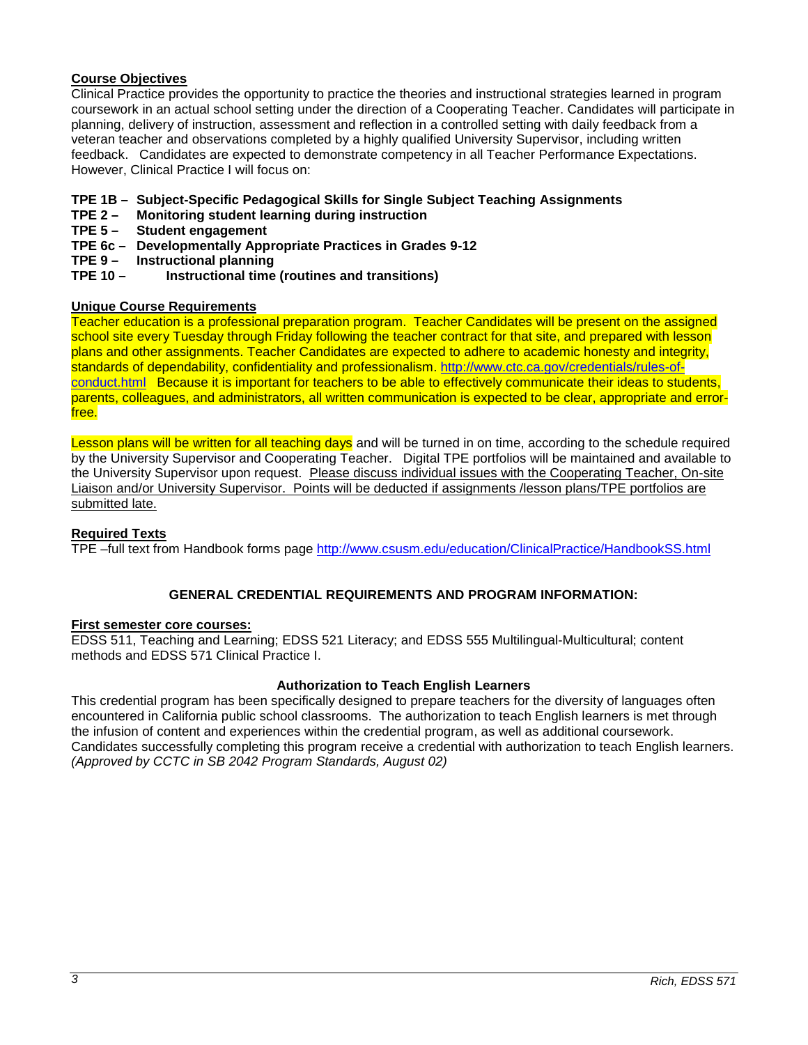## Course Objectives

Clinical Practice provides the opportunity to practice the theories and instructional strategies learned in program coursework in an actual school setting under the direction of a Cooperating Teacher. Candidates will participate in planning, delivery of instruction, assessment and reflection in a controlled setting with daily feedback from a veteran teacher and observations completed by a highly qualified University Supervisor, including written feedback. Candidates are expected to demonstrate competency in all Teacher Performance Expectations. However, Clinical Practice I will focus on:

**TPE 1B – Subject-Specific Pedagogical Skills for Single Subject Teaching Assignments**
**TPE 2 – Monitoring student learning during instruction**
**TPE 5 – Student engagement**
**TPE 6c – Developmentally Appropriate Practices in Grades 9-12**
**TPE 9 – Instructional planning**
**TPE 10 – Instructional time (routines and transitions)**

## Unique Course Requirements

Teacher education is a professional preparation program. Teacher Candidates will be present on the assigned school site every Tuesday through Friday following the teacher contract for that site, and prepared with lesson plans and other assignments. Teacher Candidates are expected to adhere to academic honesty and integrity, standards of dependability, confidentiality and professionalism. http://www.ctc.ca.gov/credentials/rules-of-conduct.html Because it is important for teachers to be able to effectively communicate their ideas to students, parents, colleagues, and administrators, all written communication is expected to be clear, appropriate and error-free.

Lesson plans will be written for all teaching days and will be turned in on time, according to the schedule required by the University Supervisor and Cooperating Teacher. Digital TPE portfolios will be maintained and available to the University Supervisor upon request. Please discuss individual issues with the Cooperating Teacher, On-site Liaison and/or University Supervisor. Points will be deducted if assignments /lesson plans/TPE portfolios are submitted late.

## Required Texts

TPE –full text from Handbook forms page http://www.csusm.edu/education/ClinicalPractice/HandbookSS.html

## GENERAL CREDENTIAL REQUIREMENTS AND PROGRAM INFORMATION:

### First semester core courses:

EDSS 511, Teaching and Learning; EDSS 521 Literacy; and EDSS 555 Multilingual-Multicultural; content methods and EDSS 571 Clinical Practice I.

### Authorization to Teach English Learners

This credential program has been specifically designed to prepare teachers for the diversity of languages often encountered in California public school classrooms. The authorization to teach English learners is met through the infusion of content and experiences within the credential program, as well as additional coursework. Candidates successfully completing this program receive a credential with authorization to teach English learners. *(Approved by CCTC in SB 2042 Program Standards, August 02)*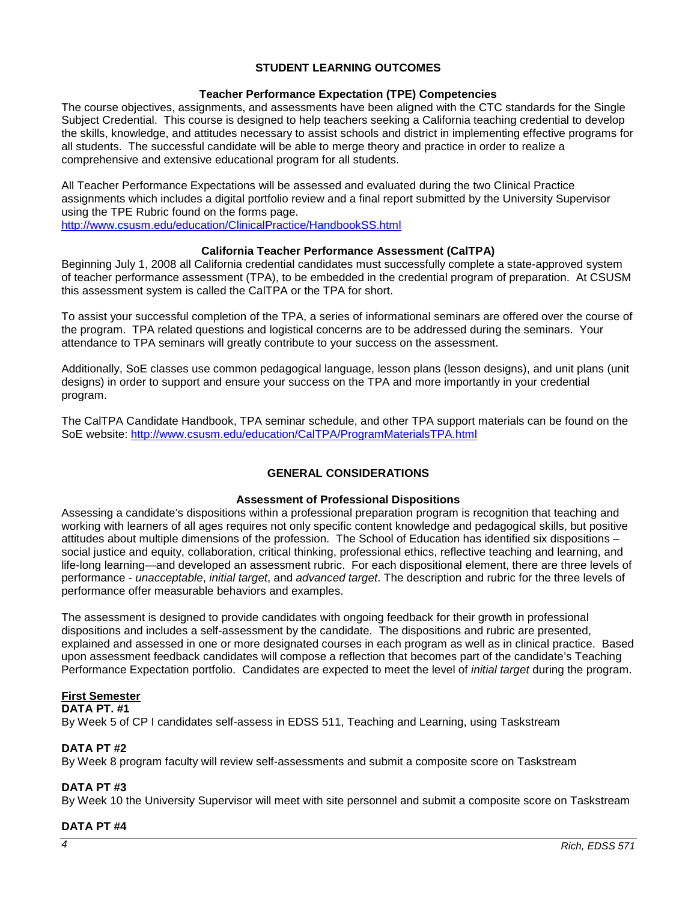## STUDENT LEARNING OUTCOMES

### Teacher Performance Expectation (TPE) Competencies

The course objectives, assignments, and assessments have been aligned with the CTC standards for the Single Subject Credential. This course is designed to help teachers seeking a California teaching credential to develop the skills, knowledge, and attitudes necessary to assist schools and district in implementing effective programs for all students. The successful candidate will be able to merge theory and practice in order to realize a comprehensive and extensive educational program for all students.

All Teacher Performance Expectations will be assessed and evaluated during the two Clinical Practice assignments which includes a digital portfolio review and a final report submitted by the University Supervisor using the TPE Rubric found on the forms page.
http://www.csusm.edu/education/ClinicalPractice/HandbookSS.html

### California Teacher Performance Assessment (CalTPA)

Beginning July 1, 2008 all California credential candidates must successfully complete a state-approved system of teacher performance assessment (TPA), to be embedded in the credential program of preparation. At CSUSM this assessment system is called the CalTPA or the TPA for short.

To assist your successful completion of the TPA, a series of informational seminars are offered over the course of the program. TPA related questions and logistical concerns are to be addressed during the seminars. Your attendance to TPA seminars will greatly contribute to your success on the assessment.

Additionally, SoE classes use common pedagogical language, lesson plans (lesson designs), and unit plans (unit designs) in order to support and ensure your success on the TPA and more importantly in your credential program.

The CalTPA Candidate Handbook, TPA seminar schedule, and other TPA support materials can be found on the SoE website: http://www.csusm.edu/education/CalTPA/ProgramMaterialsTPA.html

## GENERAL CONSIDERATIONS

### Assessment of Professional Dispositions

Assessing a candidate's dispositions within a professional preparation program is recognition that teaching and working with learners of all ages requires not only specific content knowledge and pedagogical skills, but positive attitudes about multiple dimensions of the profession. The School of Education has identified six dispositions – social justice and equity, collaboration, critical thinking, professional ethics, reflective teaching and learning, and life-long learning—and developed an assessment rubric. For each dispositional element, there are three levels of performance - *unacceptable*, *initial target*, and *advanced target*. The description and rubric for the three levels of performance offer measurable behaviors and examples.

The assessment is designed to provide candidates with ongoing feedback for their growth in professional dispositions and includes a self-assessment by the candidate. The dispositions and rubric are presented, explained and assessed in one or more designated courses in each program as well as in clinical practice. Based upon assessment feedback candidates will compose a reflection that becomes part of the candidate's Teaching Performance Expectation portfolio. Candidates are expected to meet the level of *initial target* during the program.

**First Semester**

**DATA PT. #1**
By Week 5 of CP I candidates self-assess in EDSS 511, Teaching and Learning, using Taskstream

**DATA PT #2**
By Week 8 program faculty will review self-assessments and submit a composite score on Taskstream

**DATA PT #3**
By Week 10 the University Supervisor will meet with site personnel and submit a composite score on Taskstream

**DATA PT #4**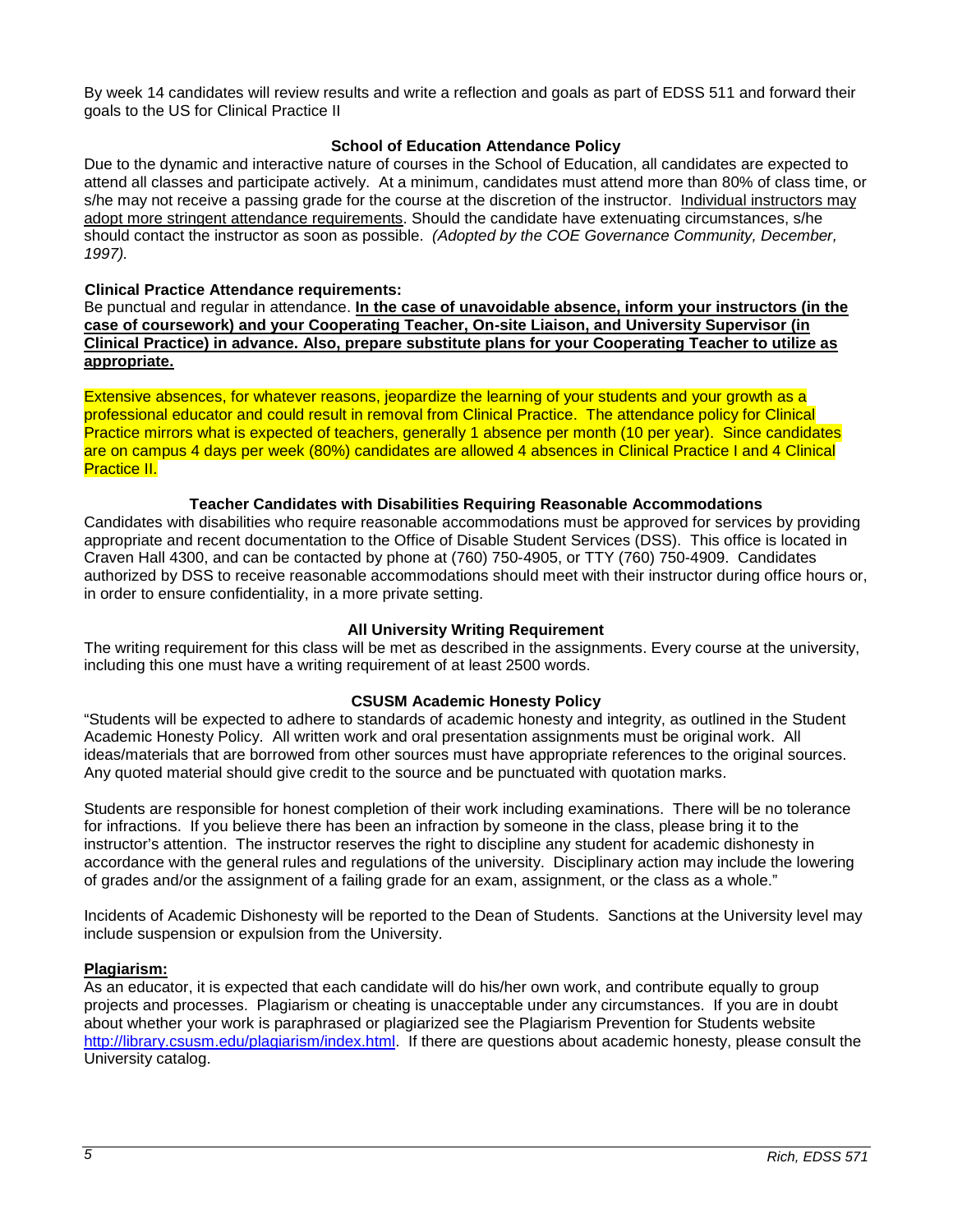By week 14 candidates will review results and write a reflection and goals as part of EDSS 511 and forward their goals to the US for Clinical Practice II

### School of Education Attendance Policy

Due to the dynamic and interactive nature of courses in the School of Education, all candidates are expected to attend all classes and participate actively. At a minimum, candidates must attend more than 80% of class time, or s/he may not receive a passing grade for the course at the discretion of the instructor. Individual instructors may adopt more stringent attendance requirements. Should the candidate have extenuating circumstances, s/he should contact the instructor as soon as possible. *(Adopted by the COE Governance Community, December, 1997).*

**Clinical Practice Attendance requirements:**

Be punctual and regular in attendance. **In the case of unavoidable absence, inform your instructors (in the case of coursework) and your Cooperating Teacher, On-site Liaison, and University Supervisor (in Clinical Practice) in advance. Also, prepare substitute plans for your Cooperating Teacher to utilize as appropriate.**

Extensive absences, for whatever reasons, jeopardize the learning of your students and your growth as a professional educator and could result in removal from Clinical Practice. The attendance policy for Clinical Practice mirrors what is expected of teachers, generally 1 absence per month (10 per year). Since candidates are on campus 4 days per week (80%) candidates are allowed 4 absences in Clinical Practice I and 4 Clinical Practice II.

### Teacher Candidates with Disabilities Requiring Reasonable Accommodations

Candidates with disabilities who require reasonable accommodations must be approved for services by providing appropriate and recent documentation to the Office of Disable Student Services (DSS). This office is located in Craven Hall 4300, and can be contacted by phone at (760) 750-4905, or TTY (760) 750-4909. Candidates authorized by DSS to receive reasonable accommodations should meet with their instructor during office hours or, in order to ensure confidentiality, in a more private setting.

### All University Writing Requirement

The writing requirement for this class will be met as described in the assignments. Every course at the university, including this one must have a writing requirement of at least 2500 words.

### CSUSM Academic Honesty Policy

"Students will be expected to adhere to standards of academic honesty and integrity, as outlined in the Student Academic Honesty Policy. All written work and oral presentation assignments must be original work. All ideas/materials that are borrowed from other sources must have appropriate references to the original sources. Any quoted material should give credit to the source and be punctuated with quotation marks.

Students are responsible for honest completion of their work including examinations. There will be no tolerance for infractions. If you believe there has been an infraction by someone in the class, please bring it to the instructor's attention. The instructor reserves the right to discipline any student for academic dishonesty in accordance with the general rules and regulations of the university. Disciplinary action may include the lowering of grades and/or the assignment of a failing grade for an exam, assignment, or the class as a whole."

Incidents of Academic Dishonesty will be reported to the Dean of Students. Sanctions at the University level may include suspension or expulsion from the University.

**Plagiarism:**

As an educator, it is expected that each candidate will do his/her own work, and contribute equally to group projects and processes. Plagiarism or cheating is unacceptable under any circumstances. If you are in doubt about whether your work is paraphrased or plagiarized see the Plagiarism Prevention for Students website http://library.csusm.edu/plagiarism/index.html. If there are questions about academic honesty, please consult the University catalog.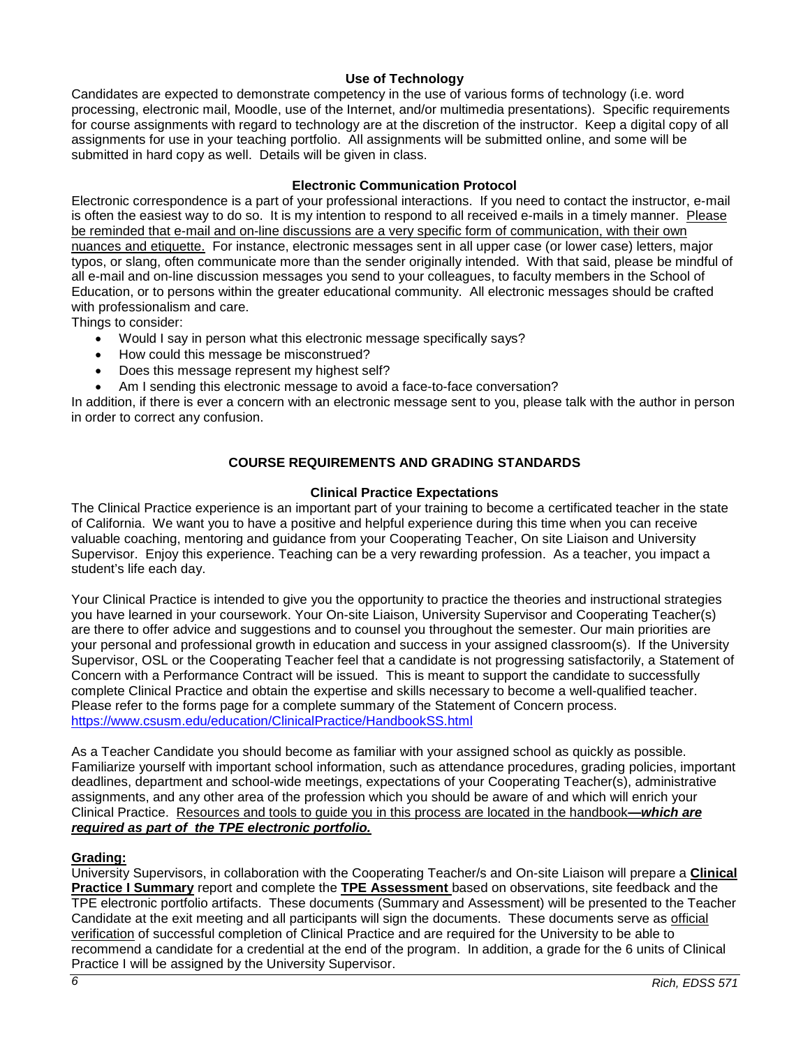### Use of Technology

Candidates are expected to demonstrate competency in the use of various forms of technology (i.e. word processing, electronic mail, Moodle, use of the Internet, and/or multimedia presentations). Specific requirements for course assignments with regard to technology are at the discretion of the instructor. Keep a digital copy of all assignments for use in your teaching portfolio. All assignments will be submitted online, and some will be submitted in hard copy as well. Details will be given in class.

### Electronic Communication Protocol

Electronic correspondence is a part of your professional interactions. If you need to contact the instructor, e-mail is often the easiest way to do so. It is my intention to respond to all received e-mails in a timely manner. Please be reminded that e-mail and on-line discussions are a very specific form of communication, with their own nuances and etiquette. For instance, electronic messages sent in all upper case (or lower case) letters, major typos, or slang, often communicate more than the sender originally intended. With that said, please be mindful of all e-mail and on-line discussion messages you send to your colleagues, to faculty members in the School of Education, or to persons within the greater educational community. All electronic messages should be crafted with professionalism and care.

Things to consider:

- Would I say in person what this electronic message specifically says?
- How could this message be misconstrued?
- Does this message represent my highest self?
- Am I sending this electronic message to avoid a face-to-face conversation?

In addition, if there is ever a concern with an electronic message sent to you, please talk with the author in person in order to correct any confusion.

## COURSE REQUIREMENTS AND GRADING STANDARDS

### Clinical Practice Expectations

The Clinical Practice experience is an important part of your training to become a certificated teacher in the state of California. We want you to have a positive and helpful experience during this time when you can receive valuable coaching, mentoring and guidance from your Cooperating Teacher, On site Liaison and University Supervisor. Enjoy this experience. Teaching can be a very rewarding profession. As a teacher, you impact a student's life each day.

Your Clinical Practice is intended to give you the opportunity to practice the theories and instructional strategies you have learned in your coursework. Your On-site Liaison, University Supervisor and Cooperating Teacher(s) are there to offer advice and suggestions and to counsel you throughout the semester. Our main priorities are your personal and professional growth in education and success in your assigned classroom(s). If the University Supervisor, OSL or the Cooperating Teacher feel that a candidate is not progressing satisfactorily, a Statement of Concern with a Performance Contract will be issued. This is meant to support the candidate to successfully complete Clinical Practice and obtain the expertise and skills necessary to become a well-qualified teacher. Please refer to the forms page for a complete summary of the Statement of Concern process. https://www.csusm.edu/education/ClinicalPractice/HandbookSS.html

As a Teacher Candidate you should become as familiar with your assigned school as quickly as possible. Familiarize yourself with important school information, such as attendance procedures, grading policies, important deadlines, department and school-wide meetings, expectations of your Cooperating Teacher(s), administrative assignments, and any other area of the profession which you should be aware of and which will enrich your Clinical Practice. Resources and tools to guide you in this process are located in the handbook***—which are required as part of the TPE electronic portfolio.***

**Grading:**

University Supervisors, in collaboration with the Cooperating Teacher/s and On-site Liaison will prepare a **Clinical Practice I Summary** report and complete the **TPE Assessment** based on observations, site feedback and the TPE electronic portfolio artifacts. These documents (Summary and Assessment) will be presented to the Teacher Candidate at the exit meeting and all participants will sign the documents. These documents serve as official verification of successful completion of Clinical Practice and are required for the University to be able to recommend a candidate for a credential at the end of the program. In addition, a grade for the 6 units of Clinical Practice I will be assigned by the University Supervisor.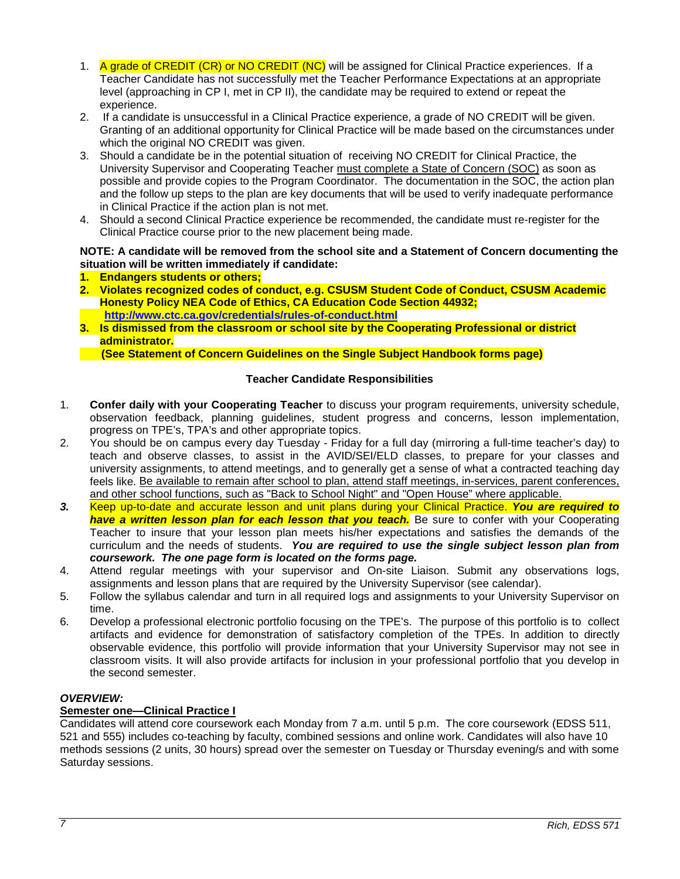1. A grade of CREDIT (CR) or NO CREDIT (NC) will be assigned for Clinical Practice experiences. If a Teacher Candidate has not successfully met the Teacher Performance Expectations at an appropriate level (approaching in CP I, met in CP II), the candidate may be required to extend or repeat the experience.
2. If a candidate is unsuccessful in a Clinical Practice experience, a grade of NO CREDIT will be given. Granting of an additional opportunity for Clinical Practice will be made based on the circumstances under which the original NO CREDIT was given.
3. Should a candidate be in the potential situation of receiving NO CREDIT for Clinical Practice, the University Supervisor and Cooperating Teacher must complete a State of Concern (SOC) as soon as possible and provide copies to the Program Coordinator. The documentation in the SOC, the action plan and the follow up steps to the plan are key documents that will be used to verify inadequate performance in Clinical Practice if the action plan is not met.
4. Should a second Clinical Practice experience be recommended, the candidate must re-register for the Clinical Practice course prior to the new placement being made.

**NOTE: A candidate will be removed from the school site and a Statement of Concern documenting the situation will be written immediately if candidate:**

1. **Endangers students or others;**
2. **Violates recognized codes of conduct, e.g. CSUSM Student Code of Conduct, CSUSM Academic Honesty Policy NEA Code of Ethics, CA Education Code Section 44932; http://www.ctc.ca.gov/credentials/rules-of-conduct.html**
3. **Is dismissed from the classroom or school site by the Cooperating Professional or district administrator.**

**(See Statement of Concern Guidelines on the Single Subject Handbook forms page)**

**Teacher Candidate Responsibilities**

1. **Confer daily with your Cooperating Teacher** to discuss your program requirements, university schedule, observation feedback, planning guidelines, student progress and concerns, lesson implementation, progress on TPE's, TPA's and other appropriate topics.
2. You should be on campus every day Tuesday - Friday for a full day (mirroring a full-time teacher's day) to teach and observe classes, to assist in the AVID/SEI/ELD classes, to prepare for your classes and university assignments, to attend meetings, and to generally get a sense of what a contracted teaching day feels like. Be available to remain after school to plan, attend staff meetings, in-services, parent conferences, and other school functions, such as "Back to School Night" and "Open House" where applicable.
3. Keep up-to-date and accurate lesson and unit plans during your Clinical Practice. ***You are required to have a written lesson plan for each lesson that you teach.*** Be sure to confer with your Cooperating Teacher to insure that your lesson plan meets his/her expectations and satisfies the demands of the curriculum and the needs of students. ***You are required to use the single subject lesson plan from coursework. The one page form is located on the forms page.***
4. Attend regular meetings with your supervisor and On-site Liaison. Submit any observations logs, assignments and lesson plans that are required by the University Supervisor (see calendar).
5. Follow the syllabus calendar and turn in all required logs and assignments to your University Supervisor on time.
6. Develop a professional electronic portfolio focusing on the TPE's. The purpose of this portfolio is to collect artifacts and evidence for demonstration of satisfactory completion of the TPEs. In addition to directly observable evidence, this portfolio will provide information that your University Supervisor may not see in classroom visits. It will also provide artifacts for inclusion in your professional portfolio that you develop in the second semester.

***OVERVIEW:***

**Semester one—Clinical Practice I**

Candidates will attend core coursework each Monday from 7 a.m. until 5 p.m. The core coursework (EDSS 511, 521 and 555) includes co-teaching by faculty, combined sessions and online work. Candidates will also have 10 methods sessions (2 units, 30 hours) spread over the semester on Tuesday or Thursday evening/s and with some Saturday sessions.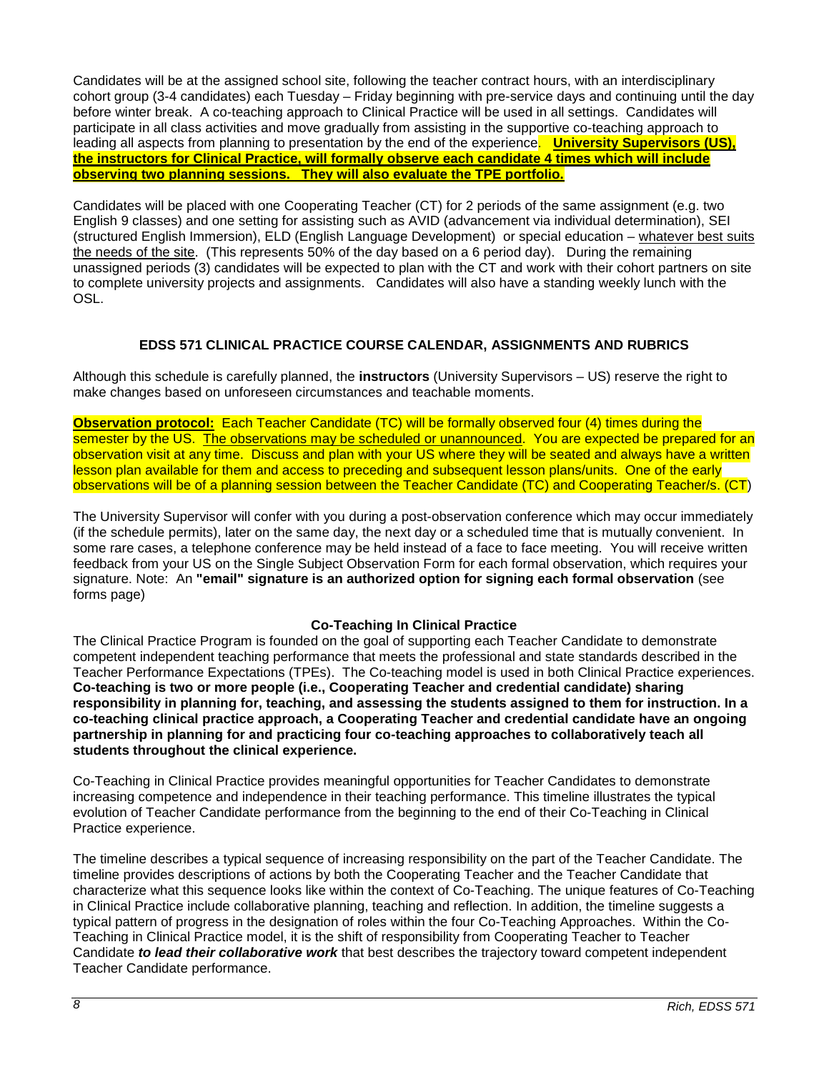Candidates will be at the assigned school site, following the teacher contract hours, with an interdisciplinary cohort group (3-4 candidates) each Tuesday – Friday beginning with pre-service days and continuing until the day before winter break. A co-teaching approach to Clinical Practice will be used in all settings. Candidates will participate in all class activities and move gradually from assisting in the supportive co-teaching approach to leading all aspects from planning to presentation by the end of the experience. **University Supervisors (US), the instructors for Clinical Practice, will formally observe each candidate 4 times which will include observing two planning sessions. They will also evaluate the TPE portfolio.**

Candidates will be placed with one Cooperating Teacher (CT) for 2 periods of the same assignment (e.g. two English 9 classes) and one setting for assisting such as AVID (advancement via individual determination), SEI (structured English Immersion), ELD (English Language Development) or special education – whatever best suits the needs of the site. (This represents 50% of the day based on a 6 period day). During the remaining unassigned periods (3) candidates will be expected to plan with the CT and work with their cohort partners on site to complete university projects and assignments. Candidates will also have a standing weekly lunch with the OSL.

## EDSS 571 CLINICAL PRACTICE COURSE CALENDAR, ASSIGNMENTS AND RUBRICS

Although this schedule is carefully planned, the **instructors** (University Supervisors – US) reserve the right to make changes based on unforeseen circumstances and teachable moments.

**Observation protocol:** Each Teacher Candidate (TC) will be formally observed four (4) times during the semester by the US. The observations may be scheduled or unannounced. You are expected be prepared for an observation visit at any time. Discuss and plan with your US where they will be seated and always have a written lesson plan available for them and access to preceding and subsequent lesson plans/units. One of the early observations will be of a planning session between the Teacher Candidate (TC) and Cooperating Teacher/s. (CT)

The University Supervisor will confer with you during a post-observation conference which may occur immediately (if the schedule permits), later on the same day, the next day or a scheduled time that is mutually convenient. In some rare cases, a telephone conference may be held instead of a face to face meeting. You will receive written feedback from your US on the Single Subject Observation Form for each formal observation, which requires your signature. Note: An **"email" signature is an authorized option for signing each formal observation** (see forms page)

### Co-Teaching In Clinical Practice

The Clinical Practice Program is founded on the goal of supporting each Teacher Candidate to demonstrate competent independent teaching performance that meets the professional and state standards described in the Teacher Performance Expectations (TPEs). The Co-teaching model is used in both Clinical Practice experiences. **Co-teaching is two or more people (i.e., Cooperating Teacher and credential candidate) sharing responsibility in planning for, teaching, and assessing the students assigned to them for instruction. In a co-teaching clinical practice approach, a Cooperating Teacher and credential candidate have an ongoing partnership in planning for and practicing four co-teaching approaches to collaboratively teach all students throughout the clinical experience.**

Co-Teaching in Clinical Practice provides meaningful opportunities for Teacher Candidates to demonstrate increasing competence and independence in their teaching performance. This timeline illustrates the typical evolution of Teacher Candidate performance from the beginning to the end of their Co-Teaching in Clinical Practice experience.

The timeline describes a typical sequence of increasing responsibility on the part of the Teacher Candidate. The timeline provides descriptions of actions by both the Cooperating Teacher and the Teacher Candidate that characterize what this sequence looks like within the context of Co-Teaching. The unique features of Co-Teaching in Clinical Practice include collaborative planning, teaching and reflection. In addition, the timeline suggests a typical pattern of progress in the designation of roles within the four Co-Teaching Approaches. Within the Co-Teaching in Clinical Practice model, it is the shift of responsibility from Cooperating Teacher to Teacher Candidate ***to lead their collaborative work*** that best describes the trajectory toward competent independent Teacher Candidate performance.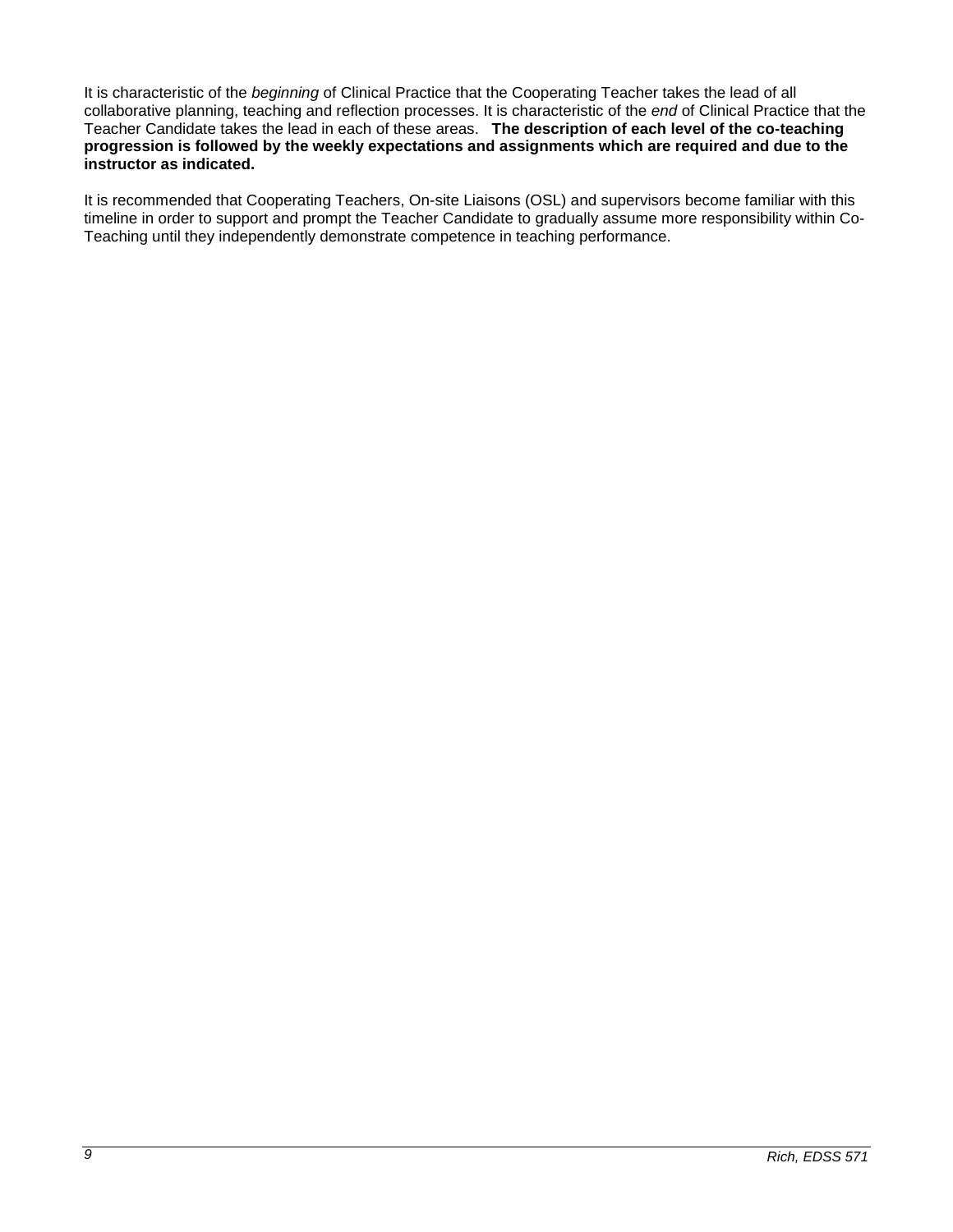It is characteristic of the *beginning* of Clinical Practice that the Cooperating Teacher takes the lead of all collaborative planning, teaching and reflection processes. It is characteristic of the *end* of Clinical Practice that the Teacher Candidate takes the lead in each of these areas. **The description of each level of the co-teaching progression is followed by the weekly expectations and assignments which are required and due to the instructor as indicated.**

It is recommended that Cooperating Teachers, On-site Liaisons (OSL) and supervisors become familiar with this timeline in order to support and prompt the Teacher Candidate to gradually assume more responsibility within Co-Teaching until they independently demonstrate competence in teaching performance.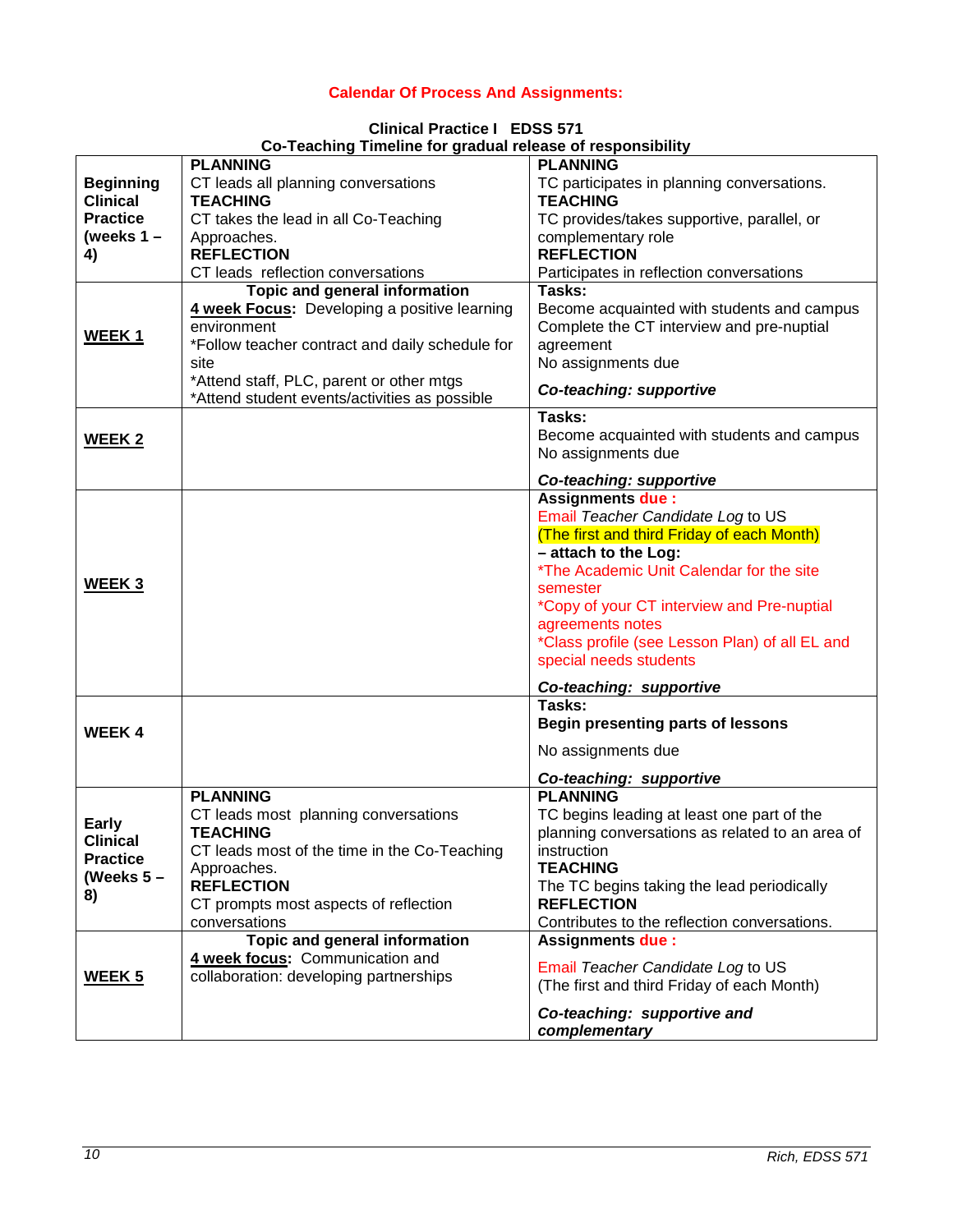## Calendar Of Process And Assignments:

**Clinical Practice I EDSS 571**
**Co-Teaching Timeline for gradual release of responsibility**

| | | |
|---|---|---|
| **Beginning Clinical Practice (weeks 1 – 4)** | **PLANNING**<br>CT leads all planning conversations<br>**TEACHING**<br>CT takes the lead in all Co-Teaching Approaches.<br>**REFLECTION**<br>CT leads reflection conversations | **PLANNING**<br>TC participates in planning conversations.<br>**TEACHING**<br>TC provides/takes supportive, parallel, or complementary role<br>**REFLECTION**<br>Participates in reflection conversations |
| **WEEK 1** | **Topic and general information**<br>**4 week Focus:** Developing a positive learning environment<br>*Follow teacher contract and daily schedule for site<br>*Attend staff, PLC, parent or other mtgs<br>*Attend student events/activities as possible | **Tasks:**<br>Become acquainted with students and campus<br>Complete the CT interview and pre-nuptial agreement<br>No assignments due<br>***Co-teaching: supportive*** |
| **WEEK 2** | | **Tasks:**<br>Become acquainted with students and campus<br>No assignments due<br>***Co-teaching: supportive*** |
| **WEEK 3** | | **Assignments due :**<br>Email *Teacher Candidate Log* to US<br>(The first and third Friday of each Month)<br>**– attach to the Log:**<br>*The Academic Unit Calendar for the site semester<br>*Copy of your CT interview and Pre-nuptial agreements notes<br>*Class profile (see Lesson Plan) of all EL and special needs students<br>***Co-teaching: supportive*** |
| **WEEK 4** | | **Tasks:**<br>**Begin presenting parts of lessons**<br>No assignments due<br>***Co-teaching: supportive*** |
| **Early Clinical Practice (Weeks 5 – 8)** | **PLANNING**<br>CT leads most planning conversations<br>**TEACHING**<br>CT leads most of the time in the Co-Teaching Approaches.<br>**REFLECTION**<br>CT prompts most aspects of reflection conversations | **PLANNING**<br>TC begins leading at least one part of the planning conversations as related to an area of instruction<br>**TEACHING**<br>The TC begins taking the lead periodically<br>**REFLECTION**<br>Contributes to the reflection conversations. |
| **WEEK 5** | **Topic and general information**<br>**4 week focus:** Communication and collaboration: developing partnerships | **Assignments due :**<br>Email *Teacher Candidate Log* to US<br>(The first and third Friday of each Month)<br>***Co-teaching: supportive and complementary*** |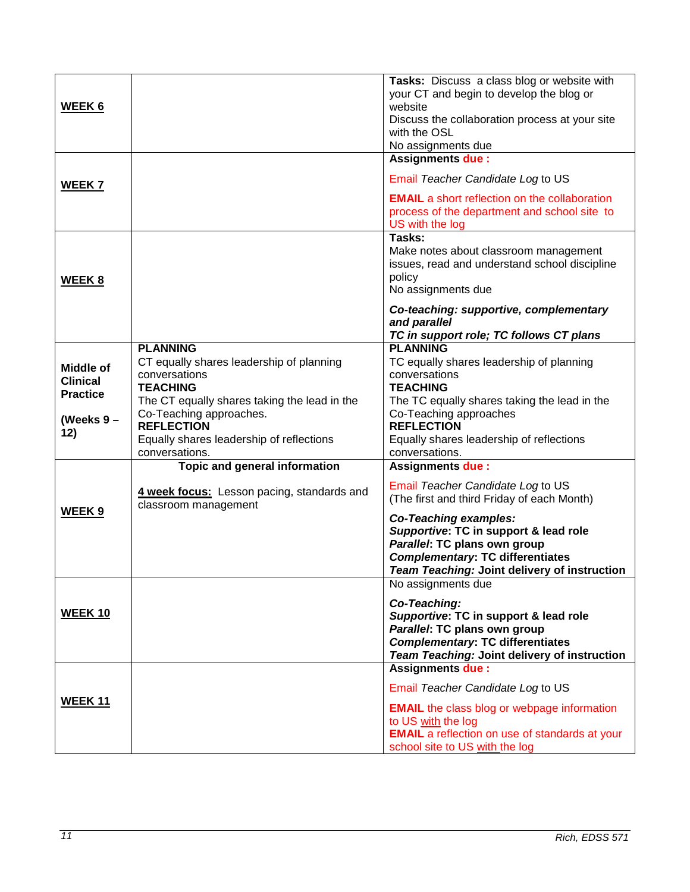| | | |
|---|---|---|
| **WEEK 6** | | **Tasks:** Discuss a class blog or website with your CT and begin to develop the blog or website<br>Discuss the collaboration process at your site with the OSL<br>No assignments due |
| **WEEK 7** | | **Assignments due :**<br>Email *Teacher Candidate Log* to US<br>**EMAIL** a short reflection on the collaboration process of the department and school site to US with the log |
| **WEEK 8** | | **Tasks:**<br>Make notes about classroom management issues, read and understand school discipline policy<br>No assignments due<br>***Co-teaching: supportive, complementary and parallel***<br>***TC in support role; TC follows CT plans*** |
| **Middle of Clinical Practice**<br>**(Weeks 9 – 12)** | **PLANNING**<br>CT equally shares leadership of planning conversations<br>**TEACHING**<br>The CT equally shares taking the lead in the Co-Teaching approaches.<br>**REFLECTION**<br>Equally shares leadership of reflections conversations. | **PLANNING**<br>TC equally shares leadership of planning conversations<br>**TEACHING**<br>The TC equally shares taking the lead in the Co-Teaching approaches<br>**REFLECTION**<br>Equally shares leadership of reflections conversations. |
| **WEEK 9** | **Topic and general information**<br>**4 week focus:** Lesson pacing, standards and classroom management | **Assignments due :**<br>Email *Teacher Candidate Log* to US<br>(The first and third Friday of each Month)<br>***Co-Teaching examples:***<br>***Supportive*: TC in support & lead role**<br>***Parallel*: TC plans own group**<br>***Complementary*: TC differentiates**<br>***Team Teaching:* Joint delivery of instruction** |
| **WEEK 10** | | No assignments due<br>***Co-Teaching:***<br>***Supportive*: TC in support & lead role**<br>***Parallel*: TC plans own group**<br>***Complementary*: TC differentiates**<br>***Team Teaching:* Joint delivery of instruction** |
| **WEEK 11** | | **Assignments due :**<br>Email *Teacher Candidate Log* to US<br>**EMAIL** the class blog or webpage information to US with the log<br>**EMAIL** a reflection on use of standards at your school site to US with the log |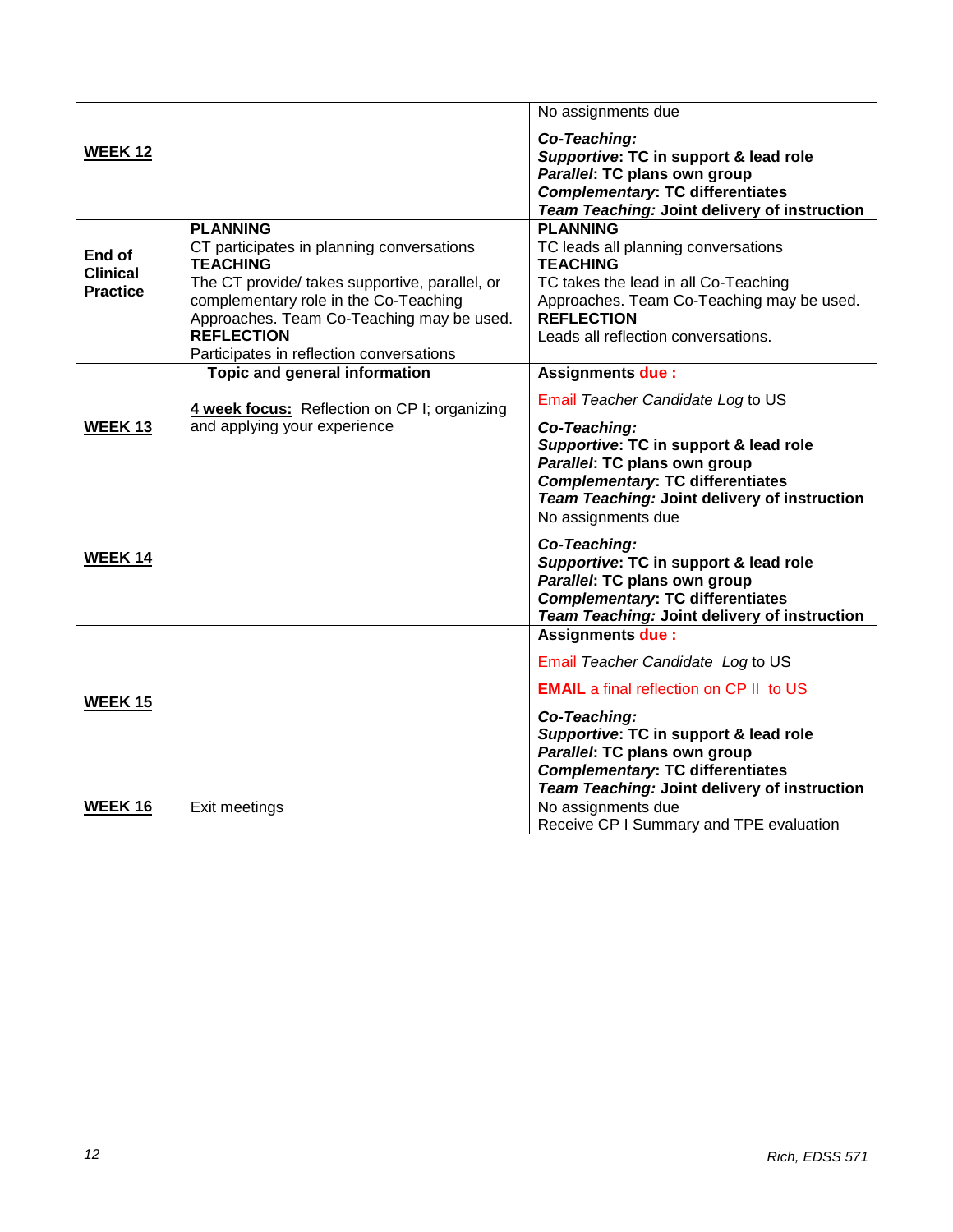| | | |
|---|---|---|
| **WEEK 12** | | No assignments due<br><br>***Co-Teaching:***<br>***Supportive*: TC in support & lead role**<br>***Parallel*: TC plans own group**<br>***Complementary*: TC differentiates**<br>***Team Teaching:* Joint delivery of instruction** |
| **End of Clinical Practice** | **PLANNING**<br>CT participates in planning conversations<br>**TEACHING**<br>The CT provide/ takes supportive, parallel, or complementary role in the Co-Teaching Approaches. Team Co-Teaching may be used.<br>**REFLECTION**<br>Participates in reflection conversations | **PLANNING**<br>TC leads all planning conversations<br>**TEACHING**<br>TC takes the lead in all Co-Teaching Approaches. Team Co-Teaching may be used.<br>**REFLECTION**<br>Leads all reflection conversations. |
| **WEEK 13** | **Topic and general information**<br><br>**4 week focus:** Reflection on CP I; organizing and applying your experience | **Assignments due :**<br><br>Email *Teacher Candidate Log* to US<br><br>***Co-Teaching:***<br>***Supportive*: TC in support & lead role**<br>***Parallel*: TC plans own group**<br>***Complementary*: TC differentiates**<br>***Team Teaching:* Joint delivery of instruction** |
| **WEEK 14** | | No assignments due<br><br>***Co-Teaching:***<br>***Supportive*: TC in support & lead role**<br>***Parallel*: TC plans own group**<br>***Complementary*: TC differentiates**<br>***Team Teaching:* Joint delivery of instruction** |
| **WEEK 15** | | **Assignments due :**<br><br>Email *Teacher Candidate Log* to US<br><br>**EMAIL** a final reflection on CP II to US<br><br>***Co-Teaching:***<br>***Supportive*: TC in support & lead role**<br>***Parallel*: TC plans own group**<br>***Complementary*: TC differentiates**<br>***Team Teaching:* Joint delivery of instruction** |
| **WEEK 16** | Exit meetings | No assignments due<br>Receive CP I Summary and TPE evaluation |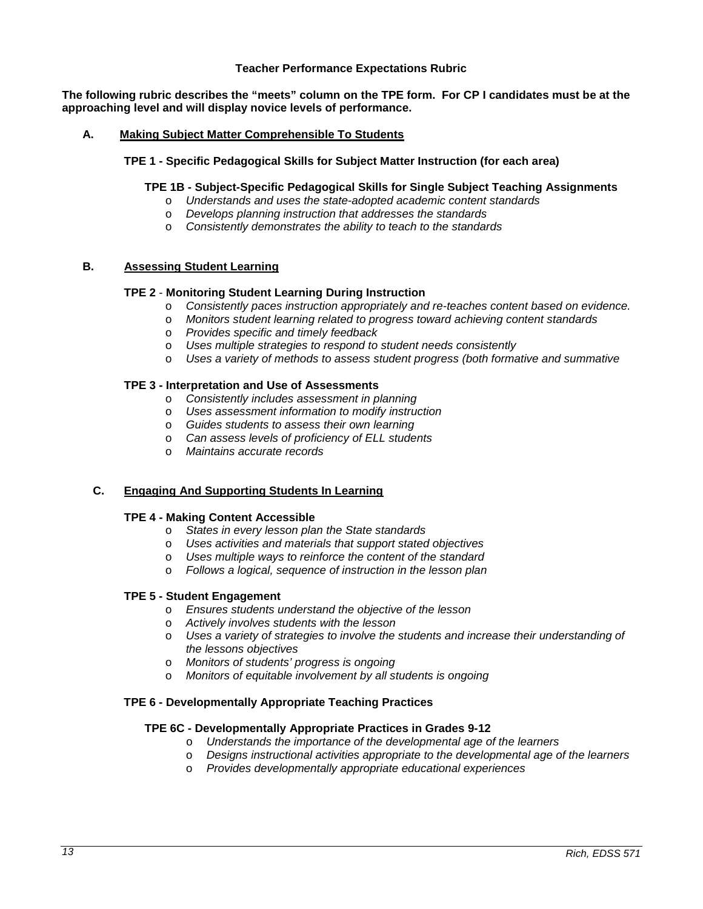# Teacher Performance Expectations Rubric

**The following rubric describes the "meets" column on the TPE form. For CP I candidates must be at the approaching level and will display novice levels of performance.**

## A. Making Subject Matter Comprehensible To Students

### TPE 1 - Specific Pedagogical Skills for Subject Matter Instruction (for each area)

#### TPE 1B - Subject-Specific Pedagogical Skills for Single Subject Teaching Assignments

- *Understands and uses the state-adopted academic content standards*
- *Develops planning instruction that addresses the standards*
- *Consistently demonstrates the ability to teach to the standards*

## B. Assessing Student Learning

### TPE 2 - Monitoring Student Learning During Instruction

- *Consistently paces instruction appropriately and re-teaches content based on evidence.*
- *Monitors student learning related to progress toward achieving content standards*
- *Provides specific and timely feedback*
- *Uses multiple strategies to respond to student needs consistently*
- *Uses a variety of methods to assess student progress (both formative and summative*

### TPE 3 - Interpretation and Use of Assessments

- *Consistently includes assessment in planning*
- *Uses assessment information to modify instruction*
- *Guides students to assess their own learning*
- *Can assess levels of proficiency of ELL students*
- *Maintains accurate records*

## C. Engaging And Supporting Students In Learning

### TPE 4 - Making Content Accessible

- *States in every lesson plan the State standards*
- *Uses activities and materials that support stated objectives*
- *Uses multiple ways to reinforce the content of the standard*
- *Follows a logical, sequence of instruction in the lesson plan*

### TPE 5 - Student Engagement

- *Ensures students understand the objective of the lesson*
- *Actively involves students with the lesson*
- *Uses a variety of strategies to involve the students and increase their understanding of the lessons objectives*
- *Monitors of students' progress is ongoing*
- *Monitors of equitable involvement by all students is ongoing*

### TPE 6 - Developmentally Appropriate Teaching Practices

#### TPE 6C - Developmentally Appropriate Practices in Grades 9-12

- *Understands the importance of the developmental age of the learners*
- *Designs instructional activities appropriate to the developmental age of the learners*
- *Provides developmentally appropriate educational experiences*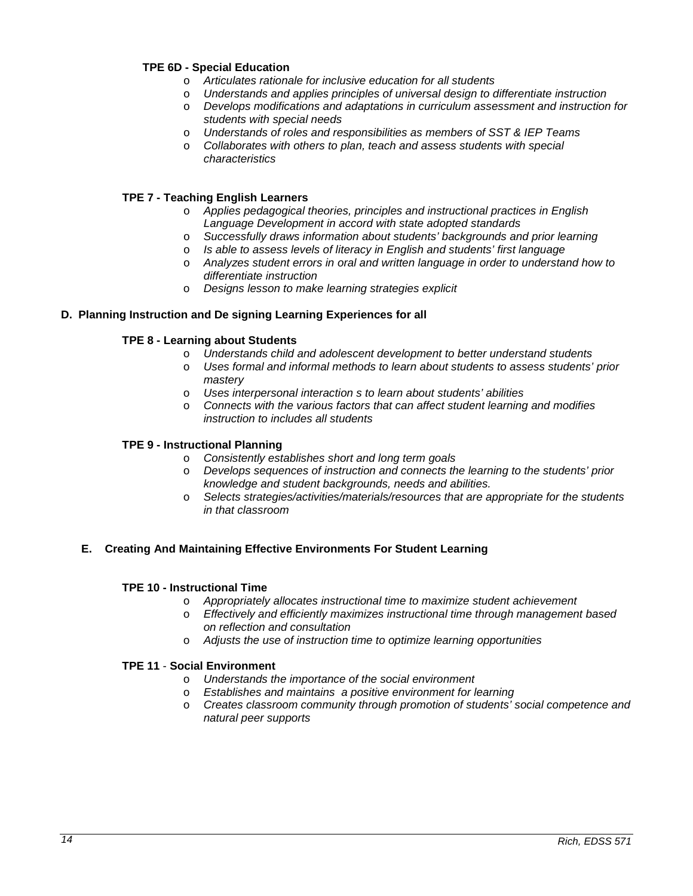**TPE 6D - Special Education**

- *Articulates rationale for inclusive education for all students*
- *Understands and applies principles of universal design to differentiate instruction*
- *Develops modifications and adaptations in curriculum assessment and instruction for students with special needs*
- *Understands of roles and responsibilities as members of SST & IEP Teams*
- *Collaborates with others to plan, teach and assess students with special characteristics*

**TPE 7 - Teaching English Learners**

- *Applies pedagogical theories, principles and instructional practices in English Language Development in accord with state adopted standards*
- *Successfully draws information about students' backgrounds and prior learning*
- *Is able to assess levels of literacy in English and students' first language*
- *Analyzes student errors in oral and written language in order to understand how to differentiate instruction*
- *Designs lesson to make learning strategies explicit*

### D. Planning Instruction and De signing Learning Experiences for all

**TPE 8 - Learning about Students**

- *Understands child and adolescent development to better understand students*
- *Uses formal and informal methods to learn about students to assess students' prior mastery*
- *Uses interpersonal interaction s to learn about students' abilities*
- *Connects with the various factors that can affect student learning and modifies instruction to includes all students*

**TPE 9 - Instructional Planning**

- *Consistently establishes short and long term goals*
- *Develops sequences of instruction and connects the learning to the students' prior knowledge and student backgrounds, needs and abilities.*
- *Selects strategies/activities/materials/resources that are appropriate for the students in that classroom*

### E. Creating And Maintaining Effective Environments For Student Learning

**TPE 10 - Instructional Time**

- *Appropriately allocates instructional time to maximize student achievement*
- *Effectively and efficiently maximizes instructional time through management based on reflection and consultation*
- *Adjusts the use of instruction time to optimize learning opportunities*

**TPE 11** - **Social Environment**

- *Understands the importance of the social environment*
- *Establishes and maintains a positive environment for learning*
- *Creates classroom community through promotion of students' social competence and natural peer supports*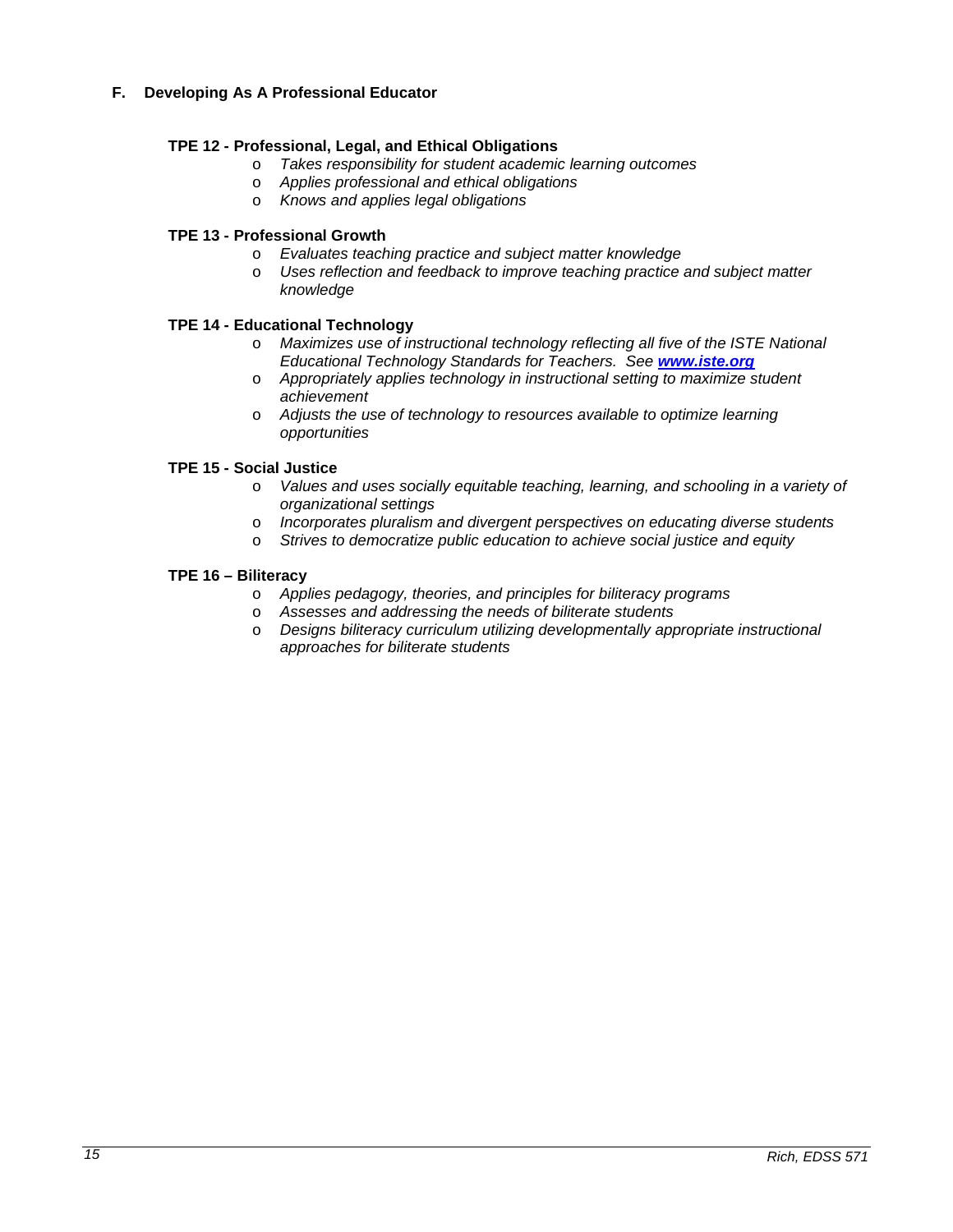## F. Developing As A Professional Educator

### TPE 12 - Professional, Legal, and Ethical Obligations

- *Takes responsibility for student academic learning outcomes*
- *Applies professional and ethical obligations*
- *Knows and applies legal obligations*

### TPE 13 - Professional Growth

- *Evaluates teaching practice and subject matter knowledge*
- *Uses reflection and feedback to improve teaching practice and subject matter knowledge*

### TPE 14 - Educational Technology

- *Maximizes use of instructional technology reflecting all five of the ISTE National Educational Technology Standards for Teachers. See* ***[www.iste.org](http://www.iste.org)***
- *Appropriately applies technology in instructional setting to maximize student achievement*
- *Adjusts the use of technology to resources available to optimize learning opportunities*

### TPE 15 - Social Justice

- *Values and uses socially equitable teaching, learning, and schooling in a variety of organizational settings*
- *Incorporates pluralism and divergent perspectives on educating diverse students*
- *Strives to democratize public education to achieve social justice and equity*

### TPE 16 – Biliteracy

- *Applies pedagogy, theories, and principles for biliteracy programs*
- *Assesses and addressing the needs of biliterate students*
- *Designs biliteracy curriculum utilizing developmentally appropriate instructional approaches for biliterate students*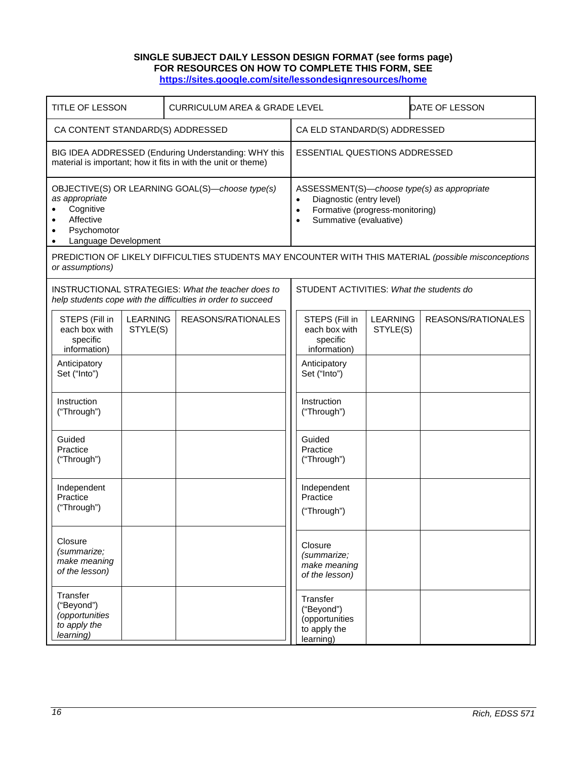**SINGLE SUBJECT DAILY LESSON DESIGN FORMAT (see forms page)**
**FOR RESOURCES ON HOW TO COMPLETE THIS FORM, SEE**
**https://sites.google.com/site/lessondesignresources/home**

| TITLE OF LESSON | CURRICULUM AREA & GRADE LEVEL | DATE OF LESSON |
|---|---|---|

| CA CONTENT STANDARD(S) ADDRESSED | CA ELD STANDARD(S) ADDRESSED |
|---|---|
| BIG IDEA ADDRESSED (Enduring Understanding: WHY this material is important; how it fits in with the unit or theme) | ESSENTIAL QUESTIONS ADDRESSED |
| OBJECTIVE(S) OR LEARNING GOAL(S)—*choose type(s) as appropriate*<br>• Cognitive<br>• Affective<br>• Psychomotor<br>• Language Development | ASSESSMENT(S)—*choose type(s) as appropriate*<br>• Diagnostic (entry level)<br>• Formative (progress-monitoring)<br>• Summative (evaluative) |

PREDICTION OF LIKELY DIFFICULTIES STUDENTS MAY ENCOUNTER WITH THIS MATERIAL *(possible misconceptions or assumptions)*

INSTRUCTIONAL STRATEGIES: *What the teacher does to help students cope with the difficulties in order to succeed*

| STEPS (Fill in each box with specific information) | LEARNING STYLE(S) | REASONS/RATIONALES |
|---|---|---|
| Anticipatory Set ("Into") | | |
| Instruction ("Through") | | |
| Guided Practice ("Through") | | |
| Independent Practice ("Through") | | |
| Closure *(summarize; make meaning of the lesson)* | | |
| Transfer ("Beyond") *(opportunities to apply the learning)* | | |

STUDENT ACTIVITIES: *What the students do*

| STEPS (Fill in each box with specific information) | LEARNING STYLE(S) | REASONS/RATIONALES |
|---|---|---|
| Anticipatory Set ("Into") | | |
| Instruction ("Through") | | |
| Guided Practice ("Through") | | |
| Independent Practice ("Through") | | |
| Closure *(summarize; make meaning of the lesson)* | | |
| Transfer ("Beyond") (opportunities to apply the learning) | | |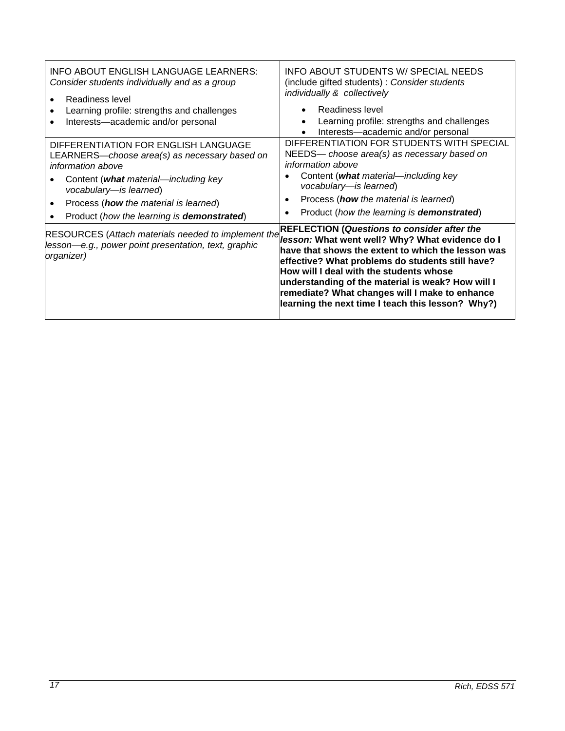| | |
|---|---|
| INFO ABOUT ENGLISH LANGUAGE LEARNERS: *Consider students individually and as a group*<br>• Readiness level<br>• Learning profile: strengths and challenges<br>• Interests—academic and/or personal | INFO ABOUT STUDENTS W/ SPECIAL NEEDS (include gifted students) : *Consider students individually & collectively*<br>• Readiness level<br>• Learning profile: strengths and challenges<br>• Interests—academic and/or personal |
| DIFFERENTIATION FOR ENGLISH LANGUAGE LEARNERS—*choose area(s) as necessary based on information above*<br>• Content (***what*** *material—including key vocabulary—is learned*)<br>• Process (***how*** *the material is learned*)<br>• Product (*how the learning is* ***demonstrated***) | DIFFERENTIATION FOR STUDENTS WITH SPECIAL NEEDS— *choose area(s) as necessary based on information above*<br>• Content (***what*** *material—including key vocabulary—is learned*)<br>• Process (***how*** *the material is learned*)<br>• Product (*how the learning is* ***demonstrated***) |
| RESOURCES (*Attach materials needed to implement the lesson—e.g., power point presentation, text, graphic organizer)* | **REFLECTION (*Questions to consider after the lesson:* What went well? Why? What evidence do I have that shows the extent to which the lesson was effective? What problems do students still have? How will I deal with the students whose understanding of the material is weak? How will I remediate? What changes will I make to enhance learning the next time I teach this lesson? Why?)** |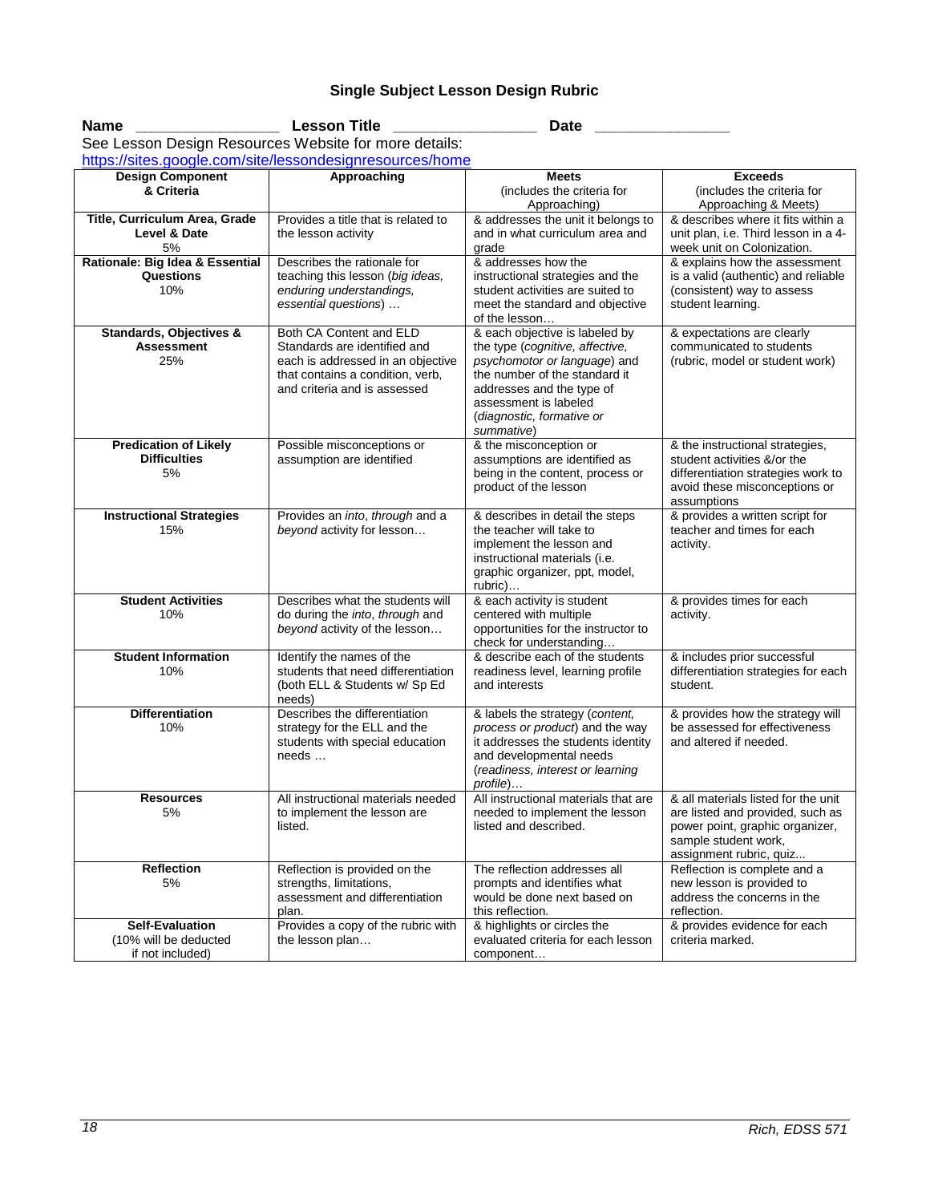## Single Subject Lesson Design Rubric

**Name** ________________ **Lesson Title** ________________ **Date** _______________

See Lesson Design Resources Website for more details:
https://sites.google.com/site/lessondesignresources/home

| Design Component & Criteria | Approaching | Meets (includes the criteria for Approaching) | Exceeds (includes the criteria for Approaching & Meets) |
|---|---|---|---|
| **Title, Curriculum Area, Grade Level & Date** 5% | Provides a title that is related to the lesson activity | & addresses the unit it belongs to and in what curriculum area and grade | & describes where it fits within a unit plan, i.e. Third lesson in a 4-week unit on Colonization. |
| **Rationale: Big Idea & Essential Questions** 10% | Describes the rationale for teaching this lesson (*big ideas, enduring understandings, essential questions*) … | & addresses how the instructional strategies and the student activities are suited to meet the standard and objective of the lesson… | & explains how the assessment is a valid (authentic) and reliable (consistent) way to assess student learning. |
| **Standards, Objectives & Assessment** 25% | Both CA Content and ELD Standards are identified and each is addressed in an objective that contains a condition, verb, and criteria and is assessed | & each objective is labeled by the type (*cognitive, affective, psychomotor or language*) and the number of the standard it addresses and the type of assessment is labeled (*diagnostic, formative or summative*) | & expectations are clearly communicated to students (rubric, model or student work) |
| **Predication of Likely Difficulties** 5% | Possible misconceptions or assumption are identified | & the misconception or assumptions are identified as being in the content, process or product of the lesson | & the instructional strategies, student activities &/or the differentiation strategies work to avoid these misconceptions or assumptions |
| **Instructional Strategies** 15% | Provides an *into*, *through* and a *beyond* activity for lesson… | & describes in detail the steps the teacher will take to implement the lesson and instructional materials (i.e. graphic organizer, ppt, model, rubric)… | & provides a written script for teacher and times for each activity. |
| **Student Activities** 10% | Describes what the students will do during the *into*, *through* and *beyond* activity of the lesson… | & each activity is student centered with multiple opportunities for the instructor to check for understanding… | & provides times for each activity. |
| **Student Information** 10% | Identify the names of the students that need differentiation (both ELL & Students w/ Sp Ed needs) | & describe each of the students readiness level, learning profile and interests | & includes prior successful differentiation strategies for each student. |
| **Differentiation** 10% | Describes the differentiation strategy for the ELL and the students with special education needs … | & labels the strategy (*content, process or product*) and the way it addresses the students identity and developmental needs (*readiness, interest or learning profile*)… | & provides how the strategy will be assessed for effectiveness and altered if needed. |
| **Resources** 5% | All instructional materials needed to implement the lesson are listed. | All instructional materials that are needed to implement the lesson listed and described. | & all materials listed for the unit are listed and provided, such as power point, graphic organizer, sample student work, assignment rubric, quiz... |
| **Reflection** 5% | Reflection is provided on the strengths, limitations, assessment and differentiation plan. | The reflection addresses all prompts and identifies what would be done next based on this reflection. | Reflection is complete and a new lesson is provided to address the concerns in the reflection. |
| **Self-Evaluation** (10% will be deducted if not included) | Provides a copy of the rubric with the lesson plan… | & highlights or circles the evaluated criteria for each lesson component… | & provides evidence for each criteria marked. |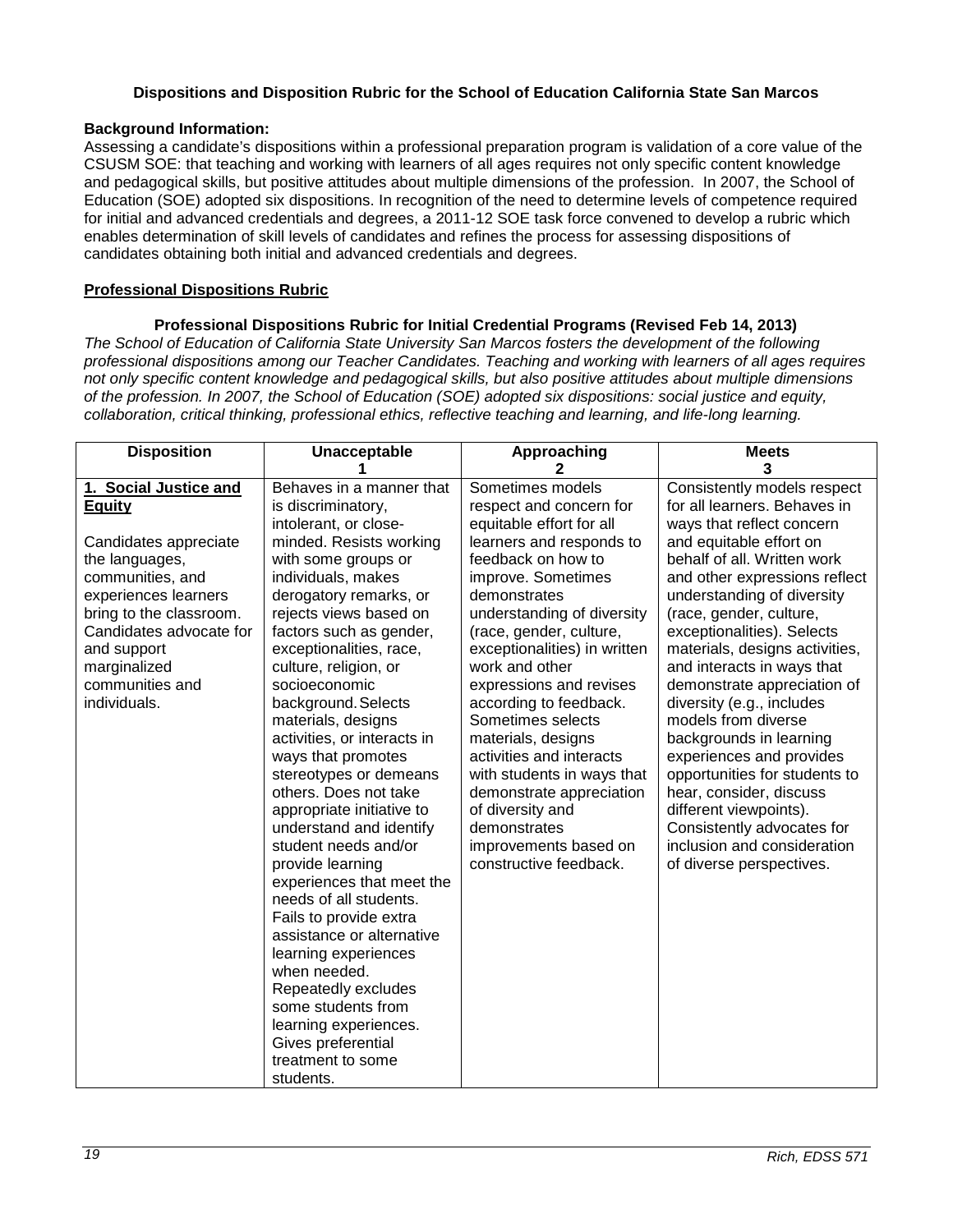**Dispositions and Disposition Rubric for the School of Education California State San Marcos**

**Background Information:**

Assessing a candidate's dispositions within a professional preparation program is validation of a core value of the CSUSM SOE: that teaching and working with learners of all ages requires not only specific content knowledge and pedagogical skills, but positive attitudes about multiple dimensions of the profession. In 2007, the School of Education (SOE) adopted six dispositions. In recognition of the need to determine levels of competence required for initial and advanced credentials and degrees, a 2011-12 SOE task force convened to develop a rubric which enables determination of skill levels of candidates and refines the process for assessing dispositions of candidates obtaining both initial and advanced credentials and degrees.

**Professional Dispositions Rubric**

**Professional Dispositions Rubric for Initial Credential Programs (Revised Feb 14, 2013)**

*The School of Education of California State University San Marcos fosters the development of the following professional dispositions among our Teacher Candidates. Teaching and working with learners of all ages requires not only specific content knowledge and pedagogical skills, but also positive attitudes about multiple dimensions of the profession. In 2007, the School of Education (SOE) adopted six dispositions: social justice and equity, collaboration, critical thinking, professional ethics, reflective teaching and learning, and life-long learning.*

| Disposition | Unacceptable 1 | Approaching 2 | Meets 3 |
|---|---|---|---|
| **1. Social Justice and Equity**<br><br>Candidates appreciate the languages, communities, and experiences learners bring to the classroom. Candidates advocate for and support marginalized communities and individuals. | Behaves in a manner that is discriminatory, intolerant, or close-minded. Resists working with some groups or individuals, makes derogatory remarks, or rejects views based on factors such as gender, exceptionalities, race, culture, religion, or socioeconomic background. Selects materials, designs activities, or interacts in ways that promotes stereotypes or demeans others. Does not take appropriate initiative to understand and identify student needs and/or provide learning experiences that meet the needs of all students. Fails to provide extra assistance or alternative learning experiences when needed. Repeatedly excludes some students from learning experiences. Gives preferential treatment to some students. | Sometimes models respect and concern for equitable effort for all learners and responds to feedback on how to improve. Sometimes demonstrates understanding of diversity (race, gender, culture, exceptionalities) in written work and other expressions and revises according to feedback. Sometimes selects materials, designs activities and interacts with students in ways that demonstrate appreciation of diversity and demonstrates improvements based on constructive feedback. | Consistently models respect for all learners. Behaves in ways that reflect concern and equitable effort on behalf of all. Written work and other expressions reflect understanding of diversity (race, gender, culture, exceptionalities). Selects materials, designs activities, and interacts in ways that demonstrate appreciation of diversity (e.g., includes models from diverse backgrounds in learning experiences and provides opportunities for students to hear, consider, discuss different viewpoints). Consistently advocates for inclusion and consideration of diverse perspectives. |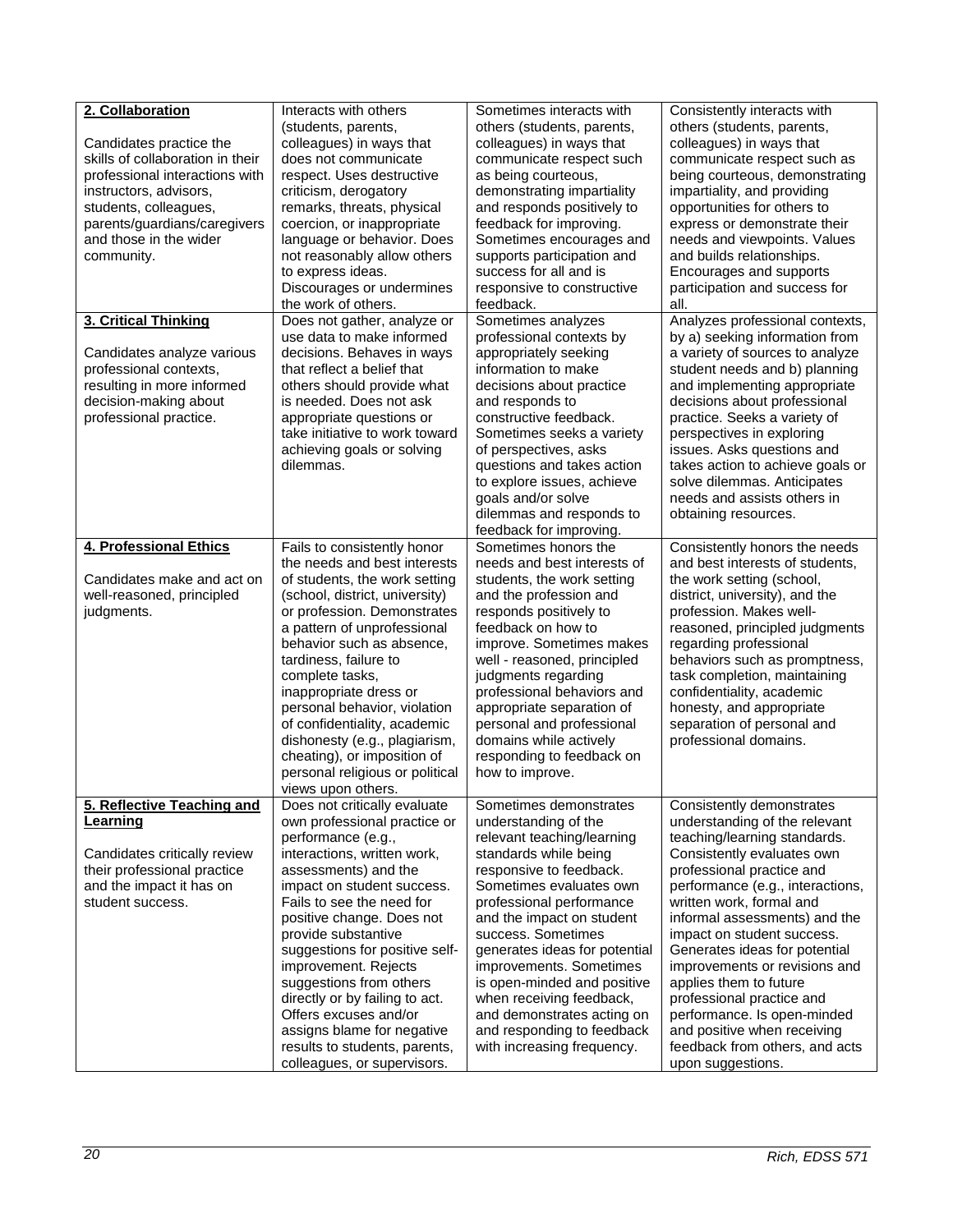| **2. Collaboration**<br><br>Candidates practice the skills of collaboration in their professional interactions with instructors, advisors, students, colleagues, parents/guardians/caregivers and those in the wider community. | Interacts with others (students, parents, colleagues) in ways that does not communicate respect. Uses destructive criticism, derogatory remarks, threats, physical coercion, or inappropriate language or behavior. Does not reasonably allow others to express ideas. Discourages or undermines the work of others. | Sometimes interacts with others (students, parents, colleagues) in ways that communicate respect such as being courteous, demonstrating impartiality and responds positively to feedback for improving. Sometimes encourages and supports participation and success for all and is responsive to constructive feedback. | Consistently interacts with others (students, parents, colleagues) in ways that communicate respect such as being courteous, demonstrating impartiality, and providing opportunities for others to express or demonstrate their needs and viewpoints. Values and builds relationships. Encourages and supports participation and success for all. |
|---|---|---|---|
| **3. Critical Thinking**<br><br>Candidates analyze various professional contexts, resulting in more informed decision-making about professional practice. | Does not gather, analyze or use data to make informed decisions. Behaves in ways that reflect a belief that others should provide what is needed. Does not ask appropriate questions or take initiative to work toward achieving goals or solving dilemmas. | Sometimes analyzes professional contexts by appropriately seeking information to make decisions about practice and responds to constructive feedback. Sometimes seeks a variety of perspectives, asks questions and takes action to explore issues, achieve goals and/or solve dilemmas and responds to feedback for improving. | Analyzes professional contexts, by a) seeking information from a variety of sources to analyze student needs and b) planning and implementing appropriate decisions about professional practice. Seeks a variety of perspectives in exploring issues. Asks questions and takes action to achieve goals or solve dilemmas. Anticipates needs and assists others in obtaining resources. |
| **4. Professional Ethics**<br><br>Candidates make and act on well-reasoned, principled judgments. | Fails to consistently honor the needs and best interests of students, the work setting (school, district, university) or profession. Demonstrates a pattern of unprofessional behavior such as absence, tardiness, failure to complete tasks, inappropriate dress or personal behavior, violation of confidentiality, academic dishonesty (e.g., plagiarism, cheating), or imposition of personal religious or political views upon others. | Sometimes honors the needs and best interests of students, the work setting and the profession and responds positively to feedback on how to improve. Sometimes makes well - reasoned, principled judgments regarding professional behaviors and appropriate separation of personal and professional domains while actively responding to feedback on how to improve. | Consistently honors the needs and best interests of students, the work setting (school, district, university), and the profession. Makes well-reasoned, principled judgments regarding professional behaviors such as promptness, task completion, maintaining confidentiality, academic honesty, and appropriate separation of personal and professional domains. |
| **5. Reflective Teaching and Learning**<br><br>Candidates critically review their professional practice and the impact it has on student success. | Does not critically evaluate own professional practice or performance (e.g., interactions, written work, assessments) and the impact on student success. Fails to see the need for positive change. Does not provide substantive suggestions for positive self-improvement. Rejects suggestions from others directly or by failing to act. Offers excuses and/or assigns blame for negative results to students, parents, colleagues, or supervisors. | Sometimes demonstrates understanding of the relevant teaching/learning standards while being responsive to feedback. Sometimes evaluates own professional performance and the impact on student success. Sometimes generates ideas for potential improvements. Sometimes is open-minded and positive when receiving feedback, and demonstrates acting on and responding to feedback with increasing frequency. | Consistently demonstrates understanding of the relevant teaching/learning standards. Consistently evaluates own professional practice and performance (e.g., interactions, written work, formal and informal assessments) and the impact on student success. Generates ideas for potential improvements or revisions and applies them to future professional practice and performance. Is open-minded and positive when receiving feedback from others, and acts upon suggestions. |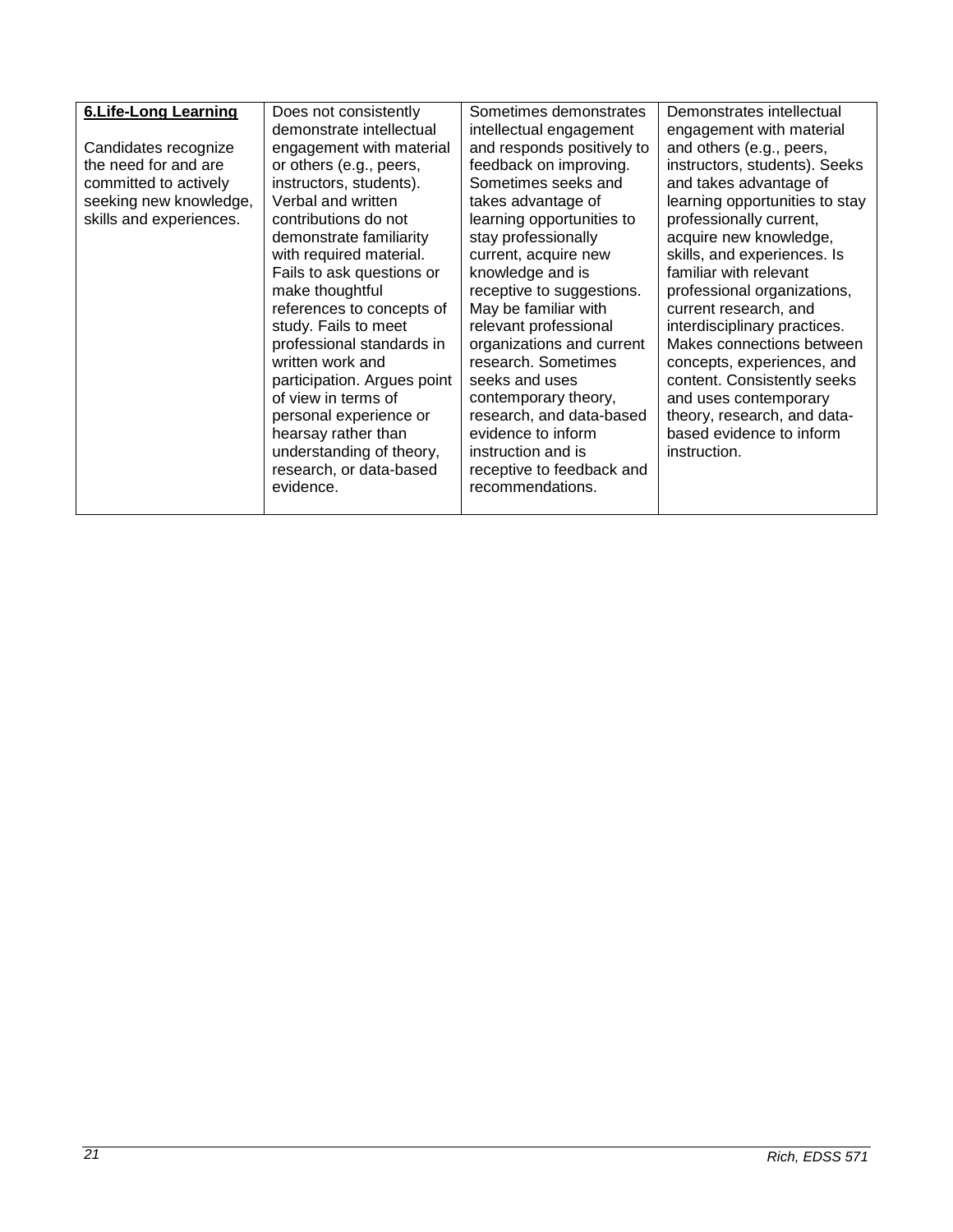| | | | |
|---|---|---|---|
| **6.Life-Long Learning**<br><br>Candidates recognize the need for and are committed to actively seeking new knowledge, skills and experiences. | Does not consistently demonstrate intellectual engagement with material or others (e.g., peers, instructors, students). Verbal and written contributions do not demonstrate familiarity with required material. Fails to ask questions or make thoughtful references to concepts of study. Fails to meet professional standards in written work and participation. Argues point of view in terms of personal experience or hearsay rather than understanding of theory, research, or data-based evidence. | Sometimes demonstrates intellectual engagement and responds positively to feedback on improving. Sometimes seeks and takes advantage of learning opportunities to stay professionally current, acquire new knowledge and is receptive to suggestions. May be familiar with relevant professional organizations and current research. Sometimes seeks and uses contemporary theory, research, and data-based evidence to inform instruction and is receptive to feedback and recommendations. | Demonstrates intellectual engagement with material and others (e.g., peers, instructors, students). Seeks and takes advantage of learning opportunities to stay professionally current, acquire new knowledge, skills, and experiences. Is familiar with relevant professional organizations, current research, and interdisciplinary practices. Makes connections between concepts, experiences, and content. Consistently seeks and uses contemporary theory, research, and data-based evidence to inform instruction. |